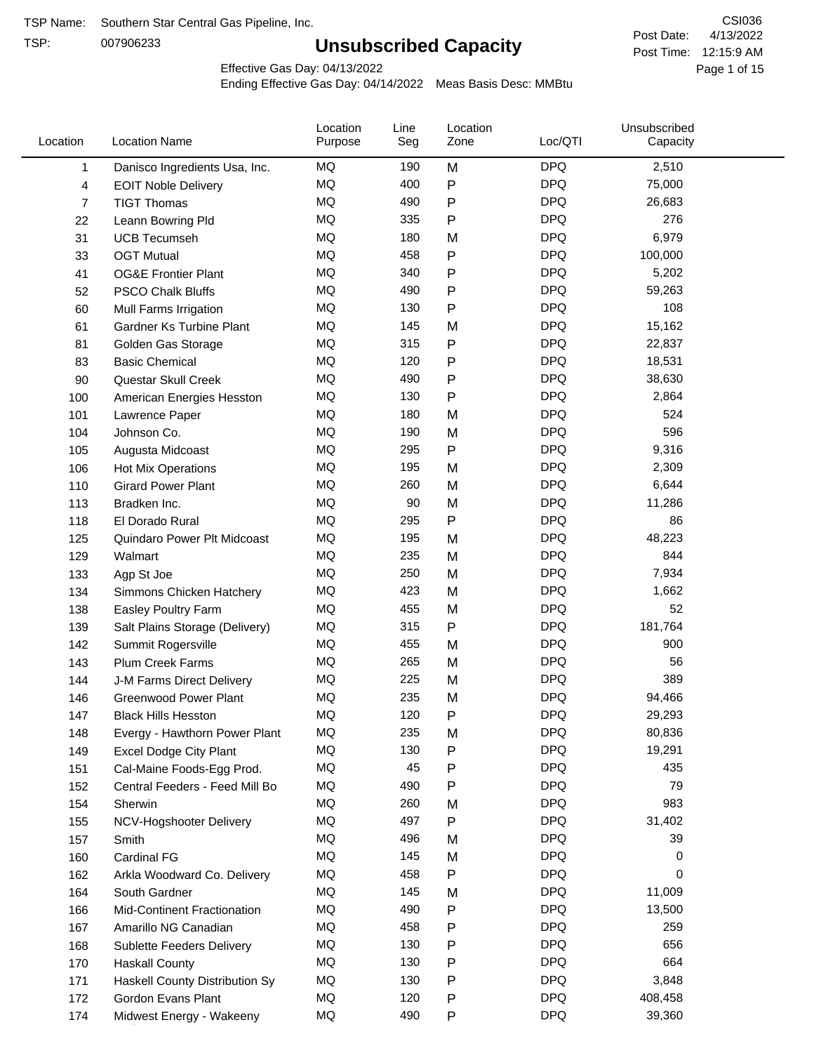TSP Name: Southern Star Central Gas Pipeline, Inc.

TSP: 007906233

# Unsubscribed Capacity

CSI036

Post Date: 4/13/2022

Post Time: 12:15:9 AM

Effective Gas Day: 04/13/2022

Ending Effective Gas Day: 04/14/2022 Meas Basis Desc: MMBtu

| Location | Location Name | Location Purpose | Line Seg | Location Zone | Loc/QTI | Unsubscribed Capacity |
|---|---|---|---|---|---|---|
| 1 | Danisco Ingredients Usa, Inc. | MQ | 190 | M | DPQ | 2,510 |
| 4 | EOIT Noble Delivery | MQ | 400 | P | DPQ | 75,000 |
| 7 | TIGT Thomas | MQ | 490 | P | DPQ | 26,683 |
| 22 | Leann Bowring Pld | MQ | 335 | P | DPQ | 276 |
| 31 | UCB Tecumseh | MQ | 180 | M | DPQ | 6,979 |
| 33 | OGT Mutual | MQ | 458 | P | DPQ | 100,000 |
| 41 | OG&E Frontier Plant | MQ | 340 | P | DPQ | 5,202 |
| 52 | PSCO Chalk Bluffs | MQ | 490 | P | DPQ | 59,263 |
| 60 | Mull Farms Irrigation | MQ | 130 | P | DPQ | 108 |
| 61 | Gardner Ks Turbine Plant | MQ | 145 | M | DPQ | 15,162 |
| 81 | Golden Gas Storage | MQ | 315 | P | DPQ | 22,837 |
| 83 | Basic Chemical | MQ | 120 | P | DPQ | 18,531 |
| 90 | Questar Skull Creek | MQ | 490 | P | DPQ | 38,630 |
| 100 | American Energies Hesston | MQ | 130 | P | DPQ | 2,864 |
| 101 | Lawrence Paper | MQ | 180 | M | DPQ | 524 |
| 104 | Johnson Co. | MQ | 190 | M | DPQ | 596 |
| 105 | Augusta Midcoast | MQ | 295 | P | DPQ | 9,316 |
| 106 | Hot Mix Operations | MQ | 195 | M | DPQ | 2,309 |
| 110 | Girard Power Plant | MQ | 260 | M | DPQ | 6,644 |
| 113 | Bradken Inc. | MQ | 90 | M | DPQ | 11,286 |
| 118 | El Dorado Rural | MQ | 295 | P | DPQ | 86 |
| 125 | Quindaro Power Plt Midcoast | MQ | 195 | M | DPQ | 48,223 |
| 129 | Walmart | MQ | 235 | M | DPQ | 844 |
| 133 | Agp St Joe | MQ | 250 | M | DPQ | 7,934 |
| 134 | Simmons Chicken Hatchery | MQ | 423 | M | DPQ | 1,662 |
| 138 | Easley Poultry Farm | MQ | 455 | M | DPQ | 52 |
| 139 | Salt Plains Storage (Delivery) | MQ | 315 | P | DPQ | 181,764 |
| 142 | Summit Rogersville | MQ | 455 | M | DPQ | 900 |
| 143 | Plum Creek Farms | MQ | 265 | M | DPQ | 56 |
| 144 | J-M Farms Direct Delivery | MQ | 225 | M | DPQ | 389 |
| 146 | Greenwood Power Plant | MQ | 235 | M | DPQ | 94,466 |
| 147 | Black Hills Hesston | MQ | 120 | P | DPQ | 29,293 |
| 148 | Evergy - Hawthorn Power Plant | MQ | 235 | M | DPQ | 80,836 |
| 149 | Excel Dodge City Plant | MQ | 130 | P | DPQ | 19,291 |
| 151 | Cal-Maine Foods-Egg Prod. | MQ | 45 | P | DPQ | 435 |
| 152 | Central Feeders - Feed Mill Bo | MQ | 490 | P | DPQ | 79 |
| 154 | Sherwin | MQ | 260 | M | DPQ | 983 |
| 155 | NCV-Hogshooter Delivery | MQ | 497 | P | DPQ | 31,402 |
| 157 | Smith | MQ | 496 | M | DPQ | 39 |
| 160 | Cardinal FG | MQ | 145 | M | DPQ | 0 |
| 162 | Arkla Woodward Co. Delivery | MQ | 458 | P | DPQ | 0 |
| 164 | South Gardner | MQ | 145 | M | DPQ | 11,009 |
| 166 | Mid-Continent Fractionation | MQ | 490 | P | DPQ | 13,500 |
| 167 | Amarillo NG Canadian | MQ | 458 | P | DPQ | 259 |
| 168 | Sublette Feeders Delivery | MQ | 130 | P | DPQ | 656 |
| 170 | Haskall County | MQ | 130 | P | DPQ | 664 |
| 171 | Haskall County Distribution Sy | MQ | 130 | P | DPQ | 3,848 |
| 172 | Gordon Evans Plant | MQ | 120 | P | DPQ | 408,458 |
| 174 | Midwest Energy - Wakeeny | MQ | 490 | P | DPQ | 39,360 |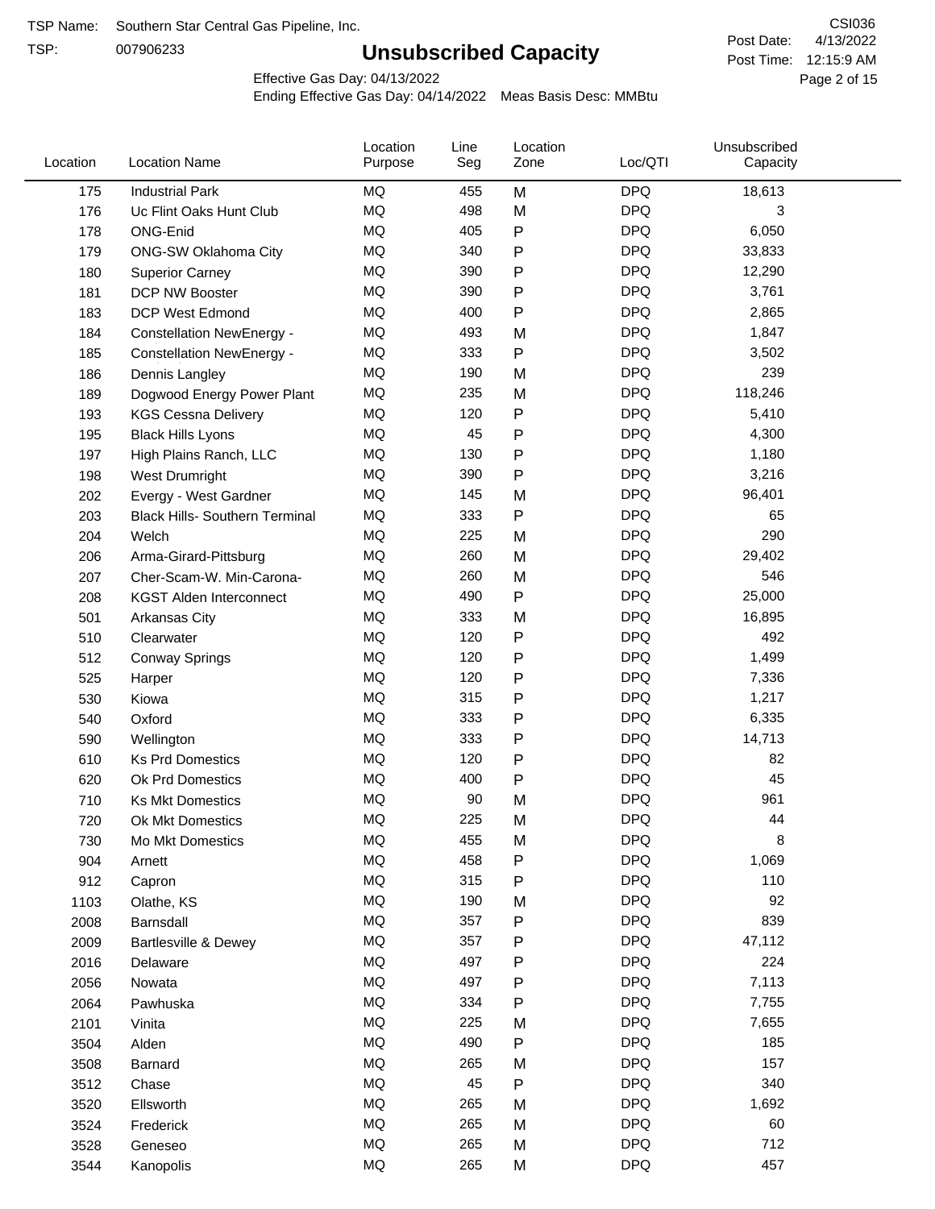TSP Name: Southern Star Central Gas Pipeline, Inc.

TSP: 007906233

# Unsubscribed Capacity

CSI036

Post Date: 4/13/2022

Post Time: 12:15:9 AM

Effective Gas Day: 04/13/2022

Ending Effective Gas Day: 04/14/2022 Meas Basis Desc: MMBtu

| Location | Location Name | Location Purpose | Line Seg | Location Zone | Loc/QTI | Unsubscribed Capacity |
|---|---|---|---|---|---|---|
| 175 | Industrial Park | MQ | 455 | M | DPQ | 18,613 |
| 176 | Uc Flint Oaks Hunt Club | MQ | 498 | M | DPQ | 3 |
| 178 | ONG-Enid | MQ | 405 | P | DPQ | 6,050 |
| 179 | ONG-SW Oklahoma City | MQ | 340 | P | DPQ | 33,833 |
| 180 | Superior Carney | MQ | 390 | P | DPQ | 12,290 |
| 181 | DCP NW Booster | MQ | 390 | P | DPQ | 3,761 |
| 183 | DCP West Edmond | MQ | 400 | P | DPQ | 2,865 |
| 184 | Constellation NewEnergy - | MQ | 493 | M | DPQ | 1,847 |
| 185 | Constellation NewEnergy - | MQ | 333 | P | DPQ | 3,502 |
| 186 | Dennis Langley | MQ | 190 | M | DPQ | 239 |
| 189 | Dogwood Energy Power Plant | MQ | 235 | M | DPQ | 118,246 |
| 193 | KGS Cessna Delivery | MQ | 120 | P | DPQ | 5,410 |
| 195 | Black Hills Lyons | MQ | 45 | P | DPQ | 4,300 |
| 197 | High Plains Ranch, LLC | MQ | 130 | P | DPQ | 1,180 |
| 198 | West Drumright | MQ | 390 | P | DPQ | 3,216 |
| 202 | Evergy - West Gardner | MQ | 145 | M | DPQ | 96,401 |
| 203 | Black Hills- Southern Terminal | MQ | 333 | P | DPQ | 65 |
| 204 | Welch | MQ | 225 | M | DPQ | 290 |
| 206 | Arma-Girard-Pittsburg | MQ | 260 | M | DPQ | 29,402 |
| 207 | Cher-Scam-W. Min-Carona- | MQ | 260 | M | DPQ | 546 |
| 208 | KGST Alden Interconnect | MQ | 490 | P | DPQ | 25,000 |
| 501 | Arkansas City | MQ | 333 | M | DPQ | 16,895 |
| 510 | Clearwater | MQ | 120 | P | DPQ | 492 |
| 512 | Conway Springs | MQ | 120 | P | DPQ | 1,499 |
| 525 | Harper | MQ | 120 | P | DPQ | 7,336 |
| 530 | Kiowa | MQ | 315 | P | DPQ | 1,217 |
| 540 | Oxford | MQ | 333 | P | DPQ | 6,335 |
| 590 | Wellington | MQ | 333 | P | DPQ | 14,713 |
| 610 | Ks Prd Domestics | MQ | 120 | P | DPQ | 82 |
| 620 | Ok Prd Domestics | MQ | 400 | P | DPQ | 45 |
| 710 | Ks Mkt Domestics | MQ | 90 | M | DPQ | 961 |
| 720 | Ok Mkt Domestics | MQ | 225 | M | DPQ | 44 |
| 730 | Mo Mkt Domestics | MQ | 455 | M | DPQ | 8 |
| 904 | Arnett | MQ | 458 | P | DPQ | 1,069 |
| 912 | Capron | MQ | 315 | P | DPQ | 110 |
| 1103 | Olathe, KS | MQ | 190 | M | DPQ | 92 |
| 2008 | Barnsdall | MQ | 357 | P | DPQ | 839 |
| 2009 | Bartlesville & Dewey | MQ | 357 | P | DPQ | 47,112 |
| 2016 | Delaware | MQ | 497 | P | DPQ | 224 |
| 2056 | Nowata | MQ | 497 | P | DPQ | 7,113 |
| 2064 | Pawhuska | MQ | 334 | P | DPQ | 7,755 |
| 2101 | Vinita | MQ | 225 | M | DPQ | 7,655 |
| 3504 | Alden | MQ | 490 | P | DPQ | 185 |
| 3508 | Barnard | MQ | 265 | M | DPQ | 157 |
| 3512 | Chase | MQ | 45 | P | DPQ | 340 |
| 3520 | Ellsworth | MQ | 265 | M | DPQ | 1,692 |
| 3524 | Frederick | MQ | 265 | M | DPQ | 60 |
| 3528 | Geneseo | MQ | 265 | M | DPQ | 712 |
| 3544 | Kanopolis | MQ | 265 | M | DPQ | 457 |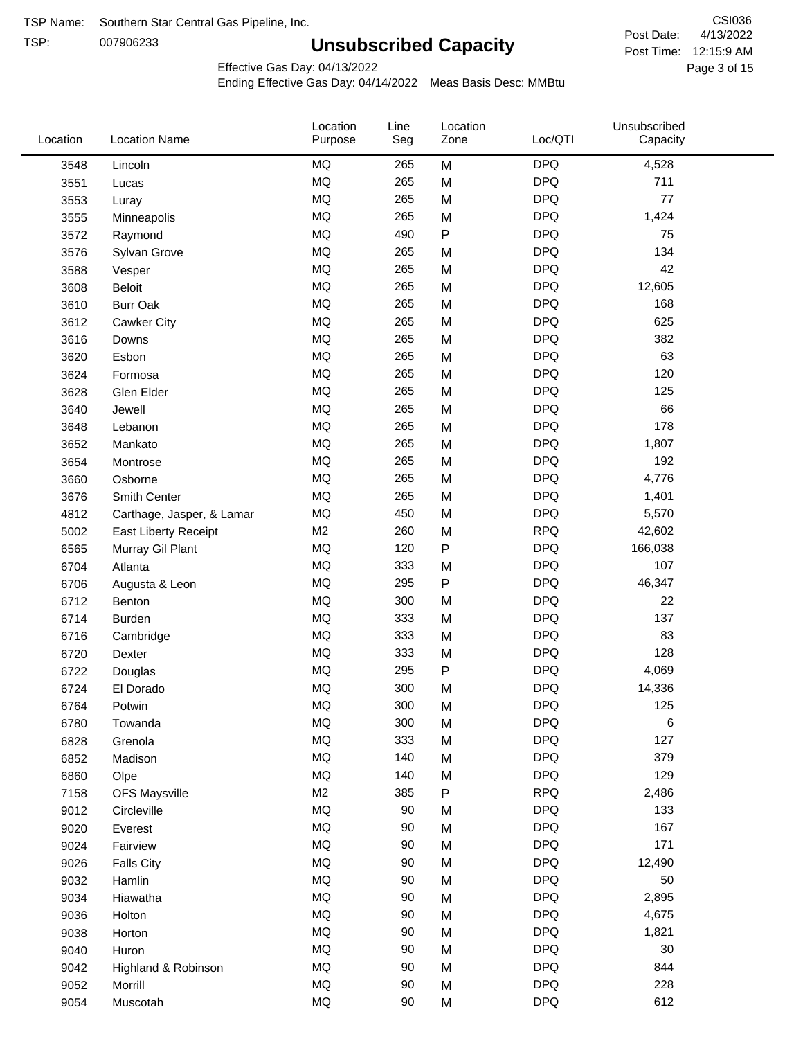TSP Name: Southern Star Central Gas Pipeline, Inc.

TSP: 007906233

# Unsubscribed Capacity

CSI036

Post Date: 4/13/2022

Post Time: 12:15:9 AM

Effective Gas Day: 04/13/2022

Ending Effective Gas Day: 04/14/2022 Meas Basis Desc: MMBtu

| Location | Location Name | Location Purpose | Line Seg | Location Zone | Loc/QTI | Unsubscribed Capacity |
|---|---|---|---|---|---|---|
| 3548 | Lincoln | MQ | 265 | M | DPQ | 4,528 |
| 3551 | Lucas | MQ | 265 | M | DPQ | 711 |
| 3553 | Luray | MQ | 265 | M | DPQ | 77 |
| 3555 | Minneapolis | MQ | 265 | M | DPQ | 1,424 |
| 3572 | Raymond | MQ | 490 | P | DPQ | 75 |
| 3576 | Sylvan Grove | MQ | 265 | M | DPQ | 134 |
| 3588 | Vesper | MQ | 265 | M | DPQ | 42 |
| 3608 | Beloit | MQ | 265 | M | DPQ | 12,605 |
| 3610 | Burr Oak | MQ | 265 | M | DPQ | 168 |
| 3612 | Cawker City | MQ | 265 | M | DPQ | 625 |
| 3616 | Downs | MQ | 265 | M | DPQ | 382 |
| 3620 | Esbon | MQ | 265 | M | DPQ | 63 |
| 3624 | Formosa | MQ | 265 | M | DPQ | 120 |
| 3628 | Glen Elder | MQ | 265 | M | DPQ | 125 |
| 3640 | Jewell | MQ | 265 | M | DPQ | 66 |
| 3648 | Lebanon | MQ | 265 | M | DPQ | 178 |
| 3652 | Mankato | MQ | 265 | M | DPQ | 1,807 |
| 3654 | Montrose | MQ | 265 | M | DPQ | 192 |
| 3660 | Osborne | MQ | 265 | M | DPQ | 4,776 |
| 3676 | Smith Center | MQ | 265 | M | DPQ | 1,401 |
| 4812 | Carthage, Jasper, & Lamar | MQ | 450 | M | DPQ | 5,570 |
| 5002 | East Liberty Receipt | M2 | 260 | M | RPQ | 42,602 |
| 6565 | Murray Gil Plant | MQ | 120 | P | DPQ | 166,038 |
| 6704 | Atlanta | MQ | 333 | M | DPQ | 107 |
| 6706 | Augusta & Leon | MQ | 295 | P | DPQ | 46,347 |
| 6712 | Benton | MQ | 300 | M | DPQ | 22 |
| 6714 | Burden | MQ | 333 | M | DPQ | 137 |
| 6716 | Cambridge | MQ | 333 | M | DPQ | 83 |
| 6720 | Dexter | MQ | 333 | M | DPQ | 128 |
| 6722 | Douglas | MQ | 295 | P | DPQ | 4,069 |
| 6724 | El Dorado | MQ | 300 | M | DPQ | 14,336 |
| 6764 | Potwin | MQ | 300 | M | DPQ | 125 |
| 6780 | Towanda | MQ | 300 | M | DPQ | 6 |
| 6828 | Grenola | MQ | 333 | M | DPQ | 127 |
| 6852 | Madison | MQ | 140 | M | DPQ | 379 |
| 6860 | Olpe | MQ | 140 | M | DPQ | 129 |
| 7158 | OFS Maysville | M2 | 385 | P | RPQ | 2,486 |
| 9012 | Circleville | MQ | 90 | M | DPQ | 133 |
| 9020 | Everest | MQ | 90 | M | DPQ | 167 |
| 9024 | Fairview | MQ | 90 | M | DPQ | 171 |
| 9026 | Falls City | MQ | 90 | M | DPQ | 12,490 |
| 9032 | Hamlin | MQ | 90 | M | DPQ | 50 |
| 9034 | Hiawatha | MQ | 90 | M | DPQ | 2,895 |
| 9036 | Holton | MQ | 90 | M | DPQ | 4,675 |
| 9038 | Horton | MQ | 90 | M | DPQ | 1,821 |
| 9040 | Huron | MQ | 90 | M | DPQ | 30 |
| 9042 | Highland & Robinson | MQ | 90 | M | DPQ | 844 |
| 9052 | Morrill | MQ | 90 | M | DPQ | 228 |
| 9054 | Muscotah | MQ | 90 | M | DPQ | 612 |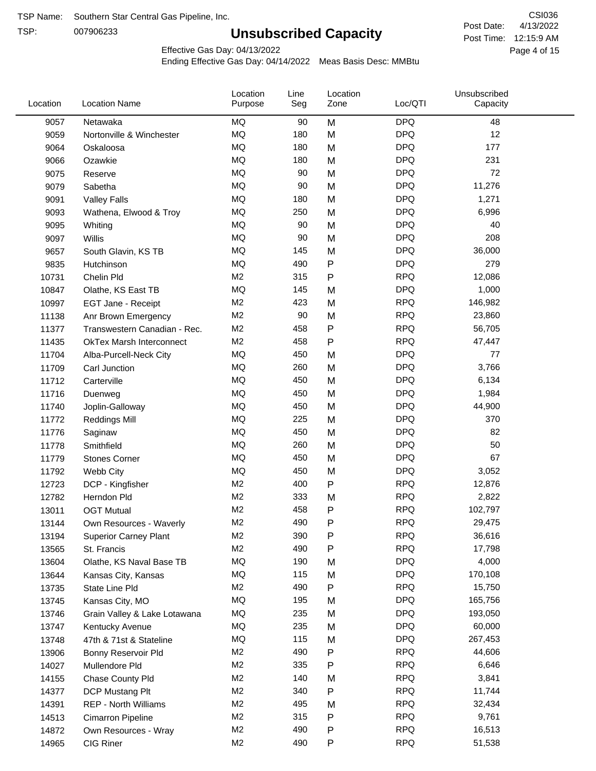TSP Name: Southern Star Central Gas Pipeline, Inc.

TSP: 007906233

# Unsubscribed Capacity

CSI036

Post Date: 4/13/2022

Post Time: 12:15:9 AM

Effective Gas Day: 04/13/2022

Ending Effective Gas Day: 04/14/2022 Meas Basis Desc: MMBtu

| Location | Location Name | Location Purpose | Line Seg | Location Zone | Loc/QTI | Unsubscribed Capacity |
|---|---|---|---|---|---|---|
| 9057 | Netawaka | MQ | 90 | M | DPQ | 48 |
| 9059 | Nortonville & Winchester | MQ | 180 | M | DPQ | 12 |
| 9064 | Oskaloosa | MQ | 180 | M | DPQ | 177 |
| 9066 | Ozawkie | MQ | 180 | M | DPQ | 231 |
| 9075 | Reserve | MQ | 90 | M | DPQ | 72 |
| 9079 | Sabetha | MQ | 90 | M | DPQ | 11,276 |
| 9091 | Valley Falls | MQ | 180 | M | DPQ | 1,271 |
| 9093 | Wathena, Elwood & Troy | MQ | 250 | M | DPQ | 6,996 |
| 9095 | Whiting | MQ | 90 | M | DPQ | 40 |
| 9097 | Willis | MQ | 90 | M | DPQ | 208 |
| 9657 | South Glavin, KS TB | MQ | 145 | M | DPQ | 36,000 |
| 9835 | Hutchinson | MQ | 490 | P | DPQ | 279 |
| 10731 | Chelin Pld | M2 | 315 | P | RPQ | 12,086 |
| 10847 | Olathe, KS East TB | MQ | 145 | M | DPQ | 1,000 |
| 10997 | EGT Jane - Receipt | M2 | 423 | M | RPQ | 146,982 |
| 11138 | Anr Brown Emergency | M2 | 90 | M | RPQ | 23,860 |
| 11377 | Transwestern Canadian - Rec. | M2 | 458 | P | RPQ | 56,705 |
| 11435 | OkTex Marsh Interconnect | M2 | 458 | P | RPQ | 47,447 |
| 11704 | Alba-Purcell-Neck City | MQ | 450 | M | DPQ | 77 |
| 11709 | Carl Junction | MQ | 260 | M | DPQ | 3,766 |
| 11712 | Carterville | MQ | 450 | M | DPQ | 6,134 |
| 11716 | Duenweg | MQ | 450 | M | DPQ | 1,984 |
| 11740 | Joplin-Galloway | MQ | 450 | M | DPQ | 44,900 |
| 11772 | Reddings Mill | MQ | 225 | M | DPQ | 370 |
| 11776 | Saginaw | MQ | 450 | M | DPQ | 82 |
| 11778 | Smithfield | MQ | 260 | M | DPQ | 50 |
| 11779 | Stones Corner | MQ | 450 | M | DPQ | 67 |
| 11792 | Webb City | MQ | 450 | M | DPQ | 3,052 |
| 12723 | DCP - Kingfisher | M2 | 400 | P | RPQ | 12,876 |
| 12782 | Herndon Pld | M2 | 333 | M | RPQ | 2,822 |
| 13011 | OGT Mutual | M2 | 458 | P | RPQ | 102,797 |
| 13144 | Own Resources - Waverly | M2 | 490 | P | RPQ | 29,475 |
| 13194 | Superior Carney Plant | M2 | 390 | P | RPQ | 36,616 |
| 13565 | St. Francis | M2 | 490 | P | RPQ | 17,798 |
| 13604 | Olathe, KS Naval Base TB | MQ | 190 | M | DPQ | 4,000 |
| 13644 | Kansas City, Kansas | MQ | 115 | M | DPQ | 170,108 |
| 13735 | State Line Pld | M2 | 490 | P | RPQ | 15,750 |
| 13745 | Kansas City, MO | MQ | 195 | M | DPQ | 165,756 |
| 13746 | Grain Valley & Lake Lotawana | MQ | 235 | M | DPQ | 193,050 |
| 13747 | Kentucky Avenue | MQ | 235 | M | DPQ | 60,000 |
| 13748 | 47th & 71st & Stateline | MQ | 115 | M | DPQ | 267,453 |
| 13906 | Bonny Reservoir Pld | M2 | 490 | P | RPQ | 44,606 |
| 14027 | Mullendore Pld | M2 | 335 | P | RPQ | 6,646 |
| 14155 | Chase County Pld | M2 | 140 | M | RPQ | 3,841 |
| 14377 | DCP Mustang Plt | M2 | 340 | P | RPQ | 11,744 |
| 14391 | REP - North Williams | M2 | 495 | M | RPQ | 32,434 |
| 14513 | Cimarron Pipeline | M2 | 315 | P | RPQ | 9,761 |
| 14872 | Own Resources - Wray | M2 | 490 | P | RPQ | 16,513 |
| 14965 | CIG Riner | M2 | 490 | P | RPQ | 51,538 |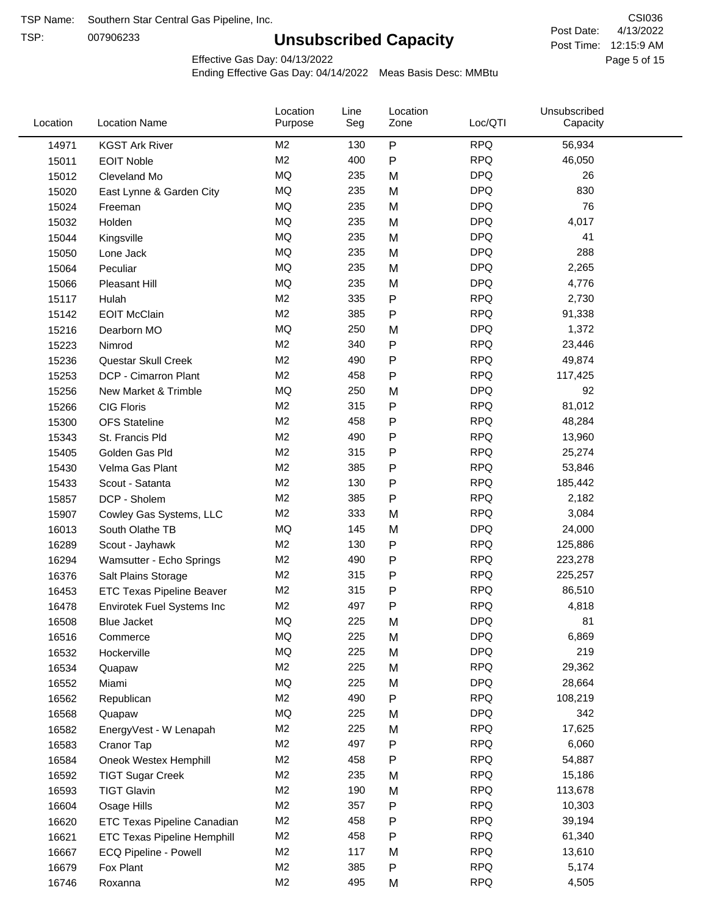TSP Name: Southern Star Central Gas Pipeline, Inc.

TSP: 007906233

# Unsubscribed Capacity

CSI036

Post Date: 4/13/2022

Post Time: 12:15:9 AM

Effective Gas Day: 04/13/2022

Ending Effective Gas Day: 04/14/2022 Meas Basis Desc: MMBtu

| Location | Location Name | Location Purpose | Line Seg | Location Zone | Loc/QTI | Unsubscribed Capacity |
|---|---|---|---|---|---|---|
| 14971 | KGST Ark River | M2 | 130 | P | RPQ | 56,934 |
| 15011 | EOIT Noble | M2 | 400 | P | RPQ | 46,050 |
| 15012 | Cleveland Mo | MQ | 235 | M | DPQ | 26 |
| 15020 | East Lynne & Garden City | MQ | 235 | M | DPQ | 830 |
| 15024 | Freeman | MQ | 235 | M | DPQ | 76 |
| 15032 | Holden | MQ | 235 | M | DPQ | 4,017 |
| 15044 | Kingsville | MQ | 235 | M | DPQ | 41 |
| 15050 | Lone Jack | MQ | 235 | M | DPQ | 288 |
| 15064 | Peculiar | MQ | 235 | M | DPQ | 2,265 |
| 15066 | Pleasant Hill | MQ | 235 | M | DPQ | 4,776 |
| 15117 | Hulah | M2 | 335 | P | RPQ | 2,730 |
| 15142 | EOIT McClain | M2 | 385 | P | RPQ | 91,338 |
| 15216 | Dearborn MO | MQ | 250 | M | DPQ | 1,372 |
| 15223 | Nimrod | M2 | 340 | P | RPQ | 23,446 |
| 15236 | Questar Skull Creek | M2 | 490 | P | RPQ | 49,874 |
| 15253 | DCP - Cimarron Plant | M2 | 458 | P | RPQ | 117,425 |
| 15256 | New Market & Trimble | MQ | 250 | M | DPQ | 92 |
| 15266 | CIG Floris | M2 | 315 | P | RPQ | 81,012 |
| 15300 | OFS Stateline | M2 | 458 | P | RPQ | 48,284 |
| 15343 | St. Francis Pld | M2 | 490 | P | RPQ | 13,960 |
| 15405 | Golden Gas Pld | M2 | 315 | P | RPQ | 25,274 |
| 15430 | Velma Gas Plant | M2 | 385 | P | RPQ | 53,846 |
| 15433 | Scout - Satanta | M2 | 130 | P | RPQ | 185,442 |
| 15857 | DCP - Sholem | M2 | 385 | P | RPQ | 2,182 |
| 15907 | Cowley Gas Systems, LLC | M2 | 333 | M | RPQ | 3,084 |
| 16013 | South Olathe TB | MQ | 145 | M | DPQ | 24,000 |
| 16289 | Scout - Jayhawk | M2 | 130 | P | RPQ | 125,886 |
| 16294 | Wamsutter - Echo Springs | M2 | 490 | P | RPQ | 223,278 |
| 16376 | Salt Plains Storage | M2 | 315 | P | RPQ | 225,257 |
| 16453 | ETC Texas Pipeline Beaver | M2 | 315 | P | RPQ | 86,510 |
| 16478 | Envirotek Fuel Systems Inc | M2 | 497 | P | RPQ | 4,818 |
| 16508 | Blue Jacket | MQ | 225 | M | DPQ | 81 |
| 16516 | Commerce | MQ | 225 | M | DPQ | 6,869 |
| 16532 | Hockerville | MQ | 225 | M | DPQ | 219 |
| 16534 | Quapaw | M2 | 225 | M | RPQ | 29,362 |
| 16552 | Miami | MQ | 225 | M | DPQ | 28,664 |
| 16562 | Republican | M2 | 490 | P | RPQ | 108,219 |
| 16568 | Quapaw | MQ | 225 | M | DPQ | 342 |
| 16582 | EnergyVest - W Lenapah | M2 | 225 | M | RPQ | 17,625 |
| 16583 | Cranor Tap | M2 | 497 | P | RPQ | 6,060 |
| 16584 | Oneok Westex Hemphill | M2 | 458 | P | RPQ | 54,887 |
| 16592 | TIGT Sugar Creek | M2 | 235 | M | RPQ | 15,186 |
| 16593 | TIGT Glavin | M2 | 190 | M | RPQ | 113,678 |
| 16604 | Osage Hills | M2 | 357 | P | RPQ | 10,303 |
| 16620 | ETC Texas Pipeline Canadian | M2 | 458 | P | RPQ | 39,194 |
| 16621 | ETC Texas Pipeline Hemphill | M2 | 458 | P | RPQ | 61,340 |
| 16667 | ECQ Pipeline - Powell | M2 | 117 | M | RPQ | 13,610 |
| 16679 | Fox Plant | M2 | 385 | P | RPQ | 5,174 |
| 16746 | Roxanna | M2 | 495 | M | RPQ | 4,505 |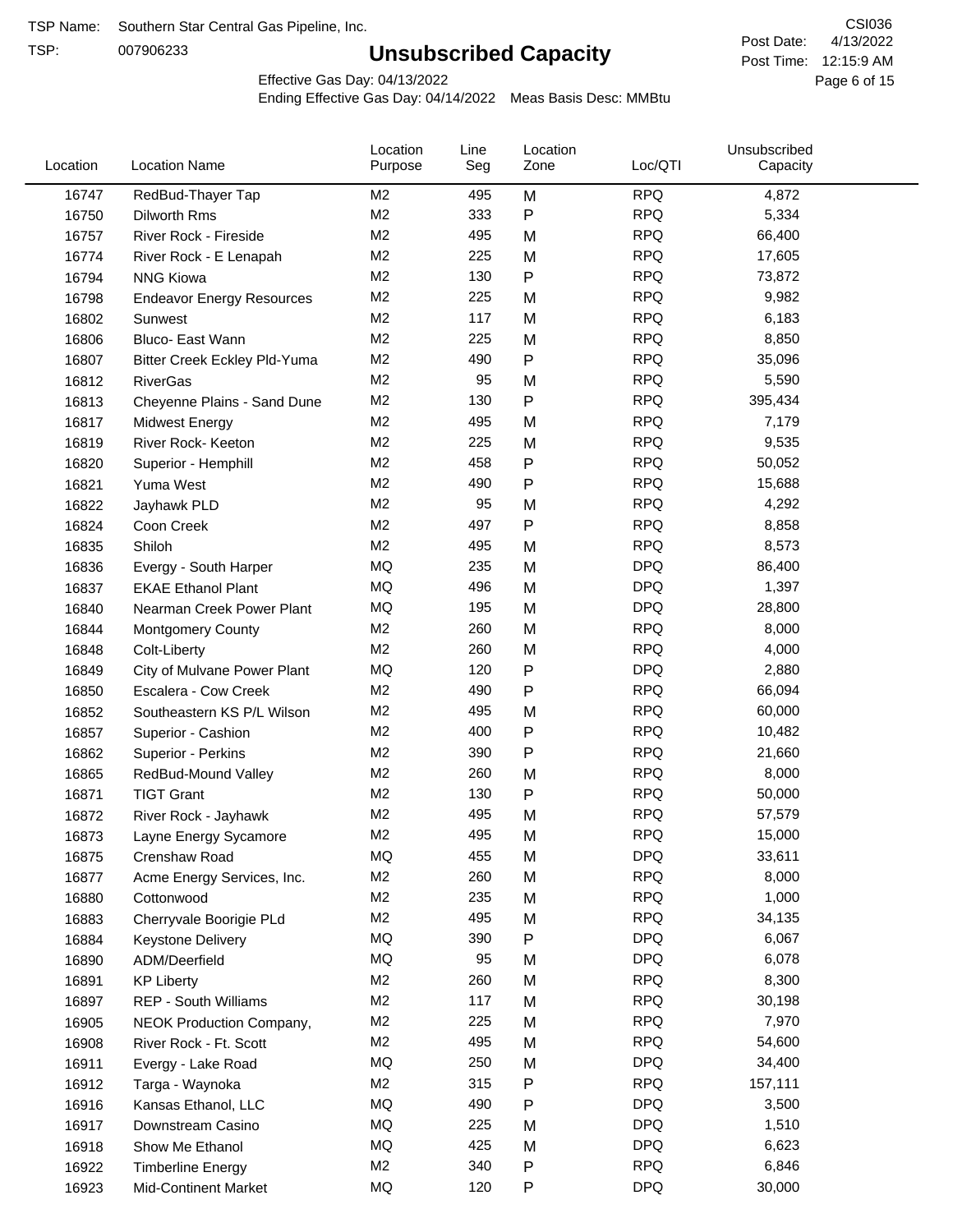TSP Name: Southern Star Central Gas Pipeline, Inc.

TSP: 007906233

# Unsubscribed Capacity

CSI036

Post Date: 4/13/2022

Post Time: 12:15:9 AM

Effective Gas Day: 04/13/2022

Ending Effective Gas Day: 04/14/2022 Meas Basis Desc: MMBtu

| Location | Location Name | Location Purpose | Line Seg | Location Zone | Loc/QTI | Unsubscribed Capacity |
|---|---|---|---|---|---|---|
| 16747 | RedBud-Thayer Tap | M2 | 495 | M | RPQ | 4,872 |
| 16750 | Dilworth Rms | M2 | 333 | P | RPQ | 5,334 |
| 16757 | River Rock - Fireside | M2 | 495 | M | RPQ | 66,400 |
| 16774 | River Rock - E Lenapah | M2 | 225 | M | RPQ | 17,605 |
| 16794 | NNG Kiowa | M2 | 130 | P | RPQ | 73,872 |
| 16798 | Endeavor Energy Resources | M2 | 225 | M | RPQ | 9,982 |
| 16802 | Sunwest | M2 | 117 | M | RPQ | 6,183 |
| 16806 | Bluco- East Wann | M2 | 225 | M | RPQ | 8,850 |
| 16807 | Bitter Creek Eckley Pld-Yuma | M2 | 490 | P | RPQ | 35,096 |
| 16812 | RiverGas | M2 | 95 | M | RPQ | 5,590 |
| 16813 | Cheyenne Plains - Sand Dune | M2 | 130 | P | RPQ | 395,434 |
| 16817 | Midwest Energy | M2 | 495 | M | RPQ | 7,179 |
| 16819 | River Rock- Keeton | M2 | 225 | M | RPQ | 9,535 |
| 16820 | Superior - Hemphill | M2 | 458 | P | RPQ | 50,052 |
| 16821 | Yuma West | M2 | 490 | P | RPQ | 15,688 |
| 16822 | Jayhawk PLD | M2 | 95 | M | RPQ | 4,292 |
| 16824 | Coon Creek | M2 | 497 | P | RPQ | 8,858 |
| 16835 | Shiloh | M2 | 495 | M | RPQ | 8,573 |
| 16836 | Evergy - South Harper | MQ | 235 | M | DPQ | 86,400 |
| 16837 | EKAE Ethanol Plant | MQ | 496 | M | DPQ | 1,397 |
| 16840 | Nearman Creek Power Plant | MQ | 195 | M | DPQ | 28,800 |
| 16844 | Montgomery County | M2 | 260 | M | RPQ | 8,000 |
| 16848 | Colt-Liberty | M2 | 260 | M | RPQ | 4,000 |
| 16849 | City of Mulvane Power Plant | MQ | 120 | P | DPQ | 2,880 |
| 16850 | Escalera - Cow Creek | M2 | 490 | P | RPQ | 66,094 |
| 16852 | Southeastern KS P/L Wilson | M2 | 495 | M | RPQ | 60,000 |
| 16857 | Superior - Cashion | M2 | 400 | P | RPQ | 10,482 |
| 16862 | Superior - Perkins | M2 | 390 | P | RPQ | 21,660 |
| 16865 | RedBud-Mound Valley | M2 | 260 | M | RPQ | 8,000 |
| 16871 | TIGT Grant | M2 | 130 | P | RPQ | 50,000 |
| 16872 | River Rock - Jayhawk | M2 | 495 | M | RPQ | 57,579 |
| 16873 | Layne Energy Sycamore | M2 | 495 | M | RPQ | 15,000 |
| 16875 | Crenshaw Road | MQ | 455 | M | DPQ | 33,611 |
| 16877 | Acme Energy Services, Inc. | M2 | 260 | M | RPQ | 8,000 |
| 16880 | Cottonwood | M2 | 235 | M | RPQ | 1,000 |
| 16883 | Cherryvale Boorigie PLd | M2 | 495 | M | RPQ | 34,135 |
| 16884 | Keystone Delivery | MQ | 390 | P | DPQ | 6,067 |
| 16890 | ADM/Deerfield | MQ | 95 | M | DPQ | 6,078 |
| 16891 | KP Liberty | M2 | 260 | M | RPQ | 8,300 |
| 16897 | REP - South Williams | M2 | 117 | M | RPQ | 30,198 |
| 16905 | NEOK Production Company, | M2 | 225 | M | RPQ | 7,970 |
| 16908 | River Rock - Ft. Scott | M2 | 495 | M | RPQ | 54,600 |
| 16911 | Evergy - Lake Road | MQ | 250 | M | DPQ | 34,400 |
| 16912 | Targa - Waynoka | M2 | 315 | P | RPQ | 157,111 |
| 16916 | Kansas Ethanol, LLC | MQ | 490 | P | DPQ | 3,500 |
| 16917 | Downstream Casino | MQ | 225 | M | DPQ | 1,510 |
| 16918 | Show Me Ethanol | MQ | 425 | M | DPQ | 6,623 |
| 16922 | Timberline Energy | M2 | 340 | P | RPQ | 6,846 |
| 16923 | Mid-Continent Market | MQ | 120 | P | DPQ | 30,000 |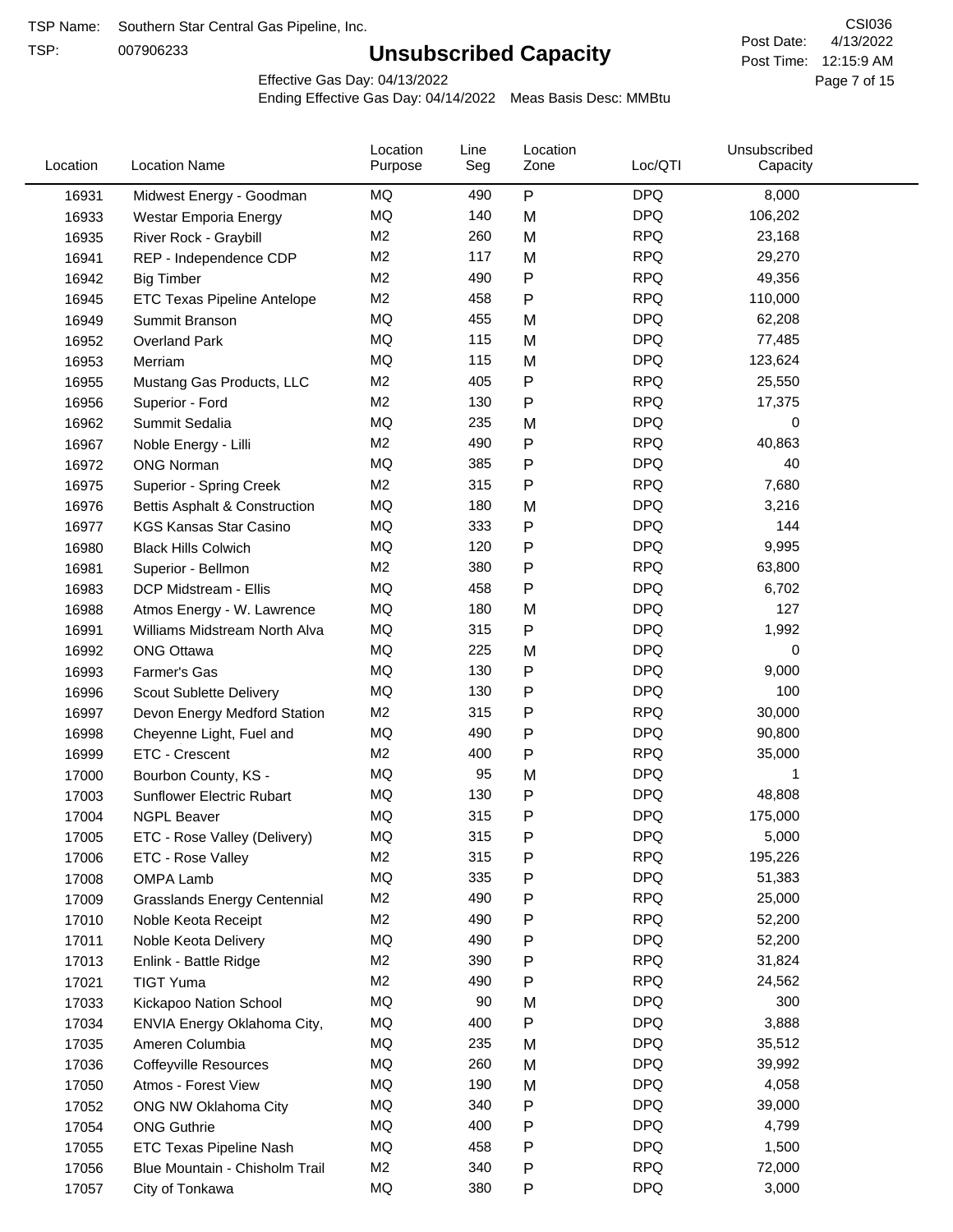TSP Name: Southern Star Central Gas Pipeline, Inc.

TSP: 007906233

# Unsubscribed Capacity

CSI036

Post Date: 4/13/2022

Post Time: 12:15:9 AM

Effective Gas Day: 04/13/2022

Ending Effective Gas Day: 04/14/2022 Meas Basis Desc: MMBtu

| Location | Location Name | Location Purpose | Line Seg | Location Zone | Loc/QTI | Unsubscribed Capacity |
|---|---|---|---|---|---|---|
| 16931 | Midwest Energy - Goodman | MQ | 490 | P | DPQ | 8,000 |
| 16933 | Westar Emporia Energy | MQ | 140 | M | DPQ | 106,202 |
| 16935 | River Rock - Graybill | M2 | 260 | M | RPQ | 23,168 |
| 16941 | REP - Independence CDP | M2 | 117 | M | RPQ | 29,270 |
| 16942 | Big Timber | M2 | 490 | P | RPQ | 49,356 |
| 16945 | ETC Texas Pipeline Antelope | M2 | 458 | P | RPQ | 110,000 |
| 16949 | Summit Branson | MQ | 455 | M | DPQ | 62,208 |
| 16952 | Overland Park | MQ | 115 | M | DPQ | 77,485 |
| 16953 | Merriam | MQ | 115 | M | DPQ | 123,624 |
| 16955 | Mustang Gas Products, LLC | M2 | 405 | P | RPQ | 25,550 |
| 16956 | Superior - Ford | M2 | 130 | P | RPQ | 17,375 |
| 16962 | Summit Sedalia | MQ | 235 | M | DPQ | 0 |
| 16967 | Noble Energy - Lilli | M2 | 490 | P | RPQ | 40,863 |
| 16972 | ONG Norman | MQ | 385 | P | DPQ | 40 |
| 16975 | Superior - Spring Creek | M2 | 315 | P | RPQ | 7,680 |
| 16976 | Bettis Asphalt & Construction | MQ | 180 | M | DPQ | 3,216 |
| 16977 | KGS Kansas Star Casino | MQ | 333 | P | DPQ | 144 |
| 16980 | Black Hills Colwich | MQ | 120 | P | DPQ | 9,995 |
| 16981 | Superior - Bellmon | M2 | 380 | P | RPQ | 63,800 |
| 16983 | DCP Midstream - Ellis | MQ | 458 | P | DPQ | 6,702 |
| 16988 | Atmos Energy - W. Lawrence | MQ | 180 | M | DPQ | 127 |
| 16991 | Williams Midstream North Alva | MQ | 315 | P | DPQ | 1,992 |
| 16992 | ONG Ottawa | MQ | 225 | M | DPQ | 0 |
| 16993 | Farmer's Gas | MQ | 130 | P | DPQ | 9,000 |
| 16996 | Scout Sublette Delivery | MQ | 130 | P | DPQ | 100 |
| 16997 | Devon Energy Medford Station | M2 | 315 | P | RPQ | 30,000 |
| 16998 | Cheyenne Light, Fuel and | MQ | 490 | P | DPQ | 90,800 |
| 16999 | ETC - Crescent | M2 | 400 | P | RPQ | 35,000 |
| 17000 | Bourbon County, KS - | MQ | 95 | M | DPQ | 1 |
| 17003 | Sunflower Electric Rubart | MQ | 130 | P | DPQ | 48,808 |
| 17004 | NGPL Beaver | MQ | 315 | P | DPQ | 175,000 |
| 17005 | ETC - Rose Valley (Delivery) | MQ | 315 | P | DPQ | 5,000 |
| 17006 | ETC - Rose Valley | M2 | 315 | P | RPQ | 195,226 |
| 17008 | OMPA Lamb | MQ | 335 | P | DPQ | 51,383 |
| 17009 | Grasslands Energy Centennial | M2 | 490 | P | RPQ | 25,000 |
| 17010 | Noble Keota Receipt | M2 | 490 | P | RPQ | 52,200 |
| 17011 | Noble Keota Delivery | MQ | 490 | P | DPQ | 52,200 |
| 17013 | Enlink - Battle Ridge | M2 | 390 | P | RPQ | 31,824 |
| 17021 | TIGT Yuma | M2 | 490 | P | RPQ | 24,562 |
| 17033 | Kickapoo Nation School | MQ | 90 | M | DPQ | 300 |
| 17034 | ENVIA Energy Oklahoma City, | MQ | 400 | P | DPQ | 3,888 |
| 17035 | Ameren Columbia | MQ | 235 | M | DPQ | 35,512 |
| 17036 | Coffeyville Resources | MQ | 260 | M | DPQ | 39,992 |
| 17050 | Atmos - Forest View | MQ | 190 | M | DPQ | 4,058 |
| 17052 | ONG NW Oklahoma City | MQ | 340 | P | DPQ | 39,000 |
| 17054 | ONG Guthrie | MQ | 400 | P | DPQ | 4,799 |
| 17055 | ETC Texas Pipeline Nash | MQ | 458 | P | DPQ | 1,500 |
| 17056 | Blue Mountain - Chisholm Trail | M2 | 340 | P | RPQ | 72,000 |
| 17057 | City of Tonkawa | MQ | 380 | P | DPQ | 3,000 |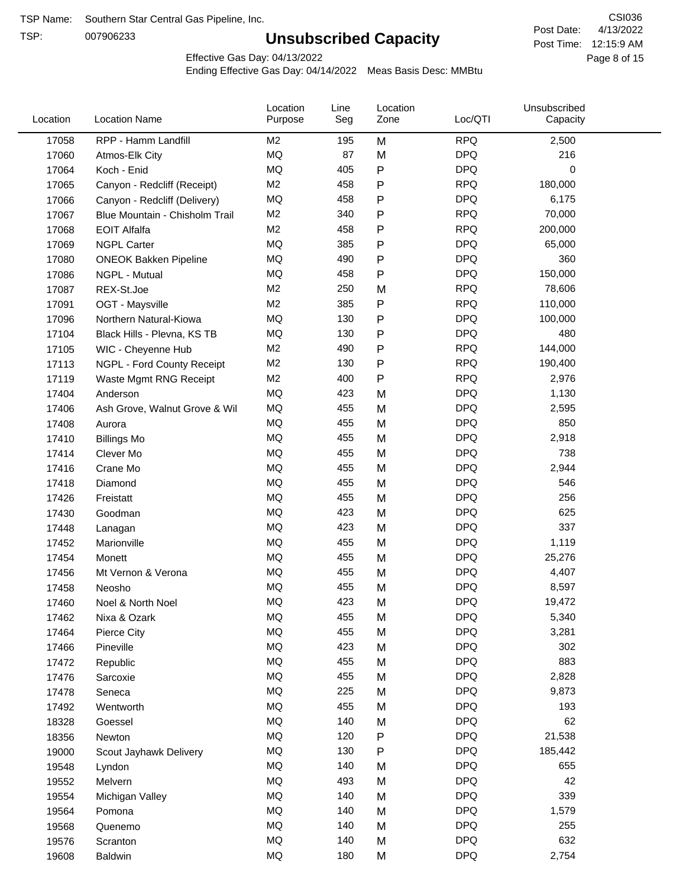TSP Name: Southern Star Central Gas Pipeline, Inc.

TSP: 007906233

# Unsubscribed Capacity

CSI036

Post Date: 4/13/2022

Post Time: 12:15:9 AM

Effective Gas Day: 04/13/2022

Ending Effective Gas Day: 04/14/2022 Meas Basis Desc: MMBtu

| Location | Location Name | Location Purpose | Line Seg | Location Zone | Loc/QTI | Unsubscribed Capacity |
|---|---|---|---|---|---|---|
| 17058 | RPP - Hamm Landfill | M2 | 195 | M | RPQ | 2,500 |
| 17060 | Atmos-Elk City | MQ | 87 | M | DPQ | 216 |
| 17064 | Koch - Enid | MQ | 405 | P | DPQ | 0 |
| 17065 | Canyon - Redcliff (Receipt) | M2 | 458 | P | RPQ | 180,000 |
| 17066 | Canyon - Redcliff (Delivery) | MQ | 458 | P | DPQ | 6,175 |
| 17067 | Blue Mountain - Chisholm Trail | M2 | 340 | P | RPQ | 70,000 |
| 17068 | EOIT Alfalfa | M2 | 458 | P | RPQ | 200,000 |
| 17069 | NGPL Carter | MQ | 385 | P | DPQ | 65,000 |
| 17080 | ONEOK Bakken Pipeline | MQ | 490 | P | DPQ | 360 |
| 17086 | NGPL - Mutual | MQ | 458 | P | DPQ | 150,000 |
| 17087 | REX-St.Joe | M2 | 250 | M | RPQ | 78,606 |
| 17091 | OGT - Maysville | M2 | 385 | P | RPQ | 110,000 |
| 17096 | Northern Natural-Kiowa | MQ | 130 | P | DPQ | 100,000 |
| 17104 | Black Hills - Plevna, KS TB | MQ | 130 | P | DPQ | 480 |
| 17105 | WIC - Cheyenne Hub | M2 | 490 | P | RPQ | 144,000 |
| 17113 | NGPL - Ford County Receipt | M2 | 130 | P | RPQ | 190,400 |
| 17119 | Waste Mgmt RNG Receipt | M2 | 400 | P | RPQ | 2,976 |
| 17404 | Anderson | MQ | 423 | M | DPQ | 1,130 |
| 17406 | Ash Grove, Walnut Grove & Wil | MQ | 455 | M | DPQ | 2,595 |
| 17408 | Aurora | MQ | 455 | M | DPQ | 850 |
| 17410 | Billings Mo | MQ | 455 | M | DPQ | 2,918 |
| 17414 | Clever Mo | MQ | 455 | M | DPQ | 738 |
| 17416 | Crane Mo | MQ | 455 | M | DPQ | 2,944 |
| 17418 | Diamond | MQ | 455 | M | DPQ | 546 |
| 17426 | Freistatt | MQ | 455 | M | DPQ | 256 |
| 17430 | Goodman | MQ | 423 | M | DPQ | 625 |
| 17448 | Lanagan | MQ | 423 | M | DPQ | 337 |
| 17452 | Marionville | MQ | 455 | M | DPQ | 1,119 |
| 17454 | Monett | MQ | 455 | M | DPQ | 25,276 |
| 17456 | Mt Vernon & Verona | MQ | 455 | M | DPQ | 4,407 |
| 17458 | Neosho | MQ | 455 | M | DPQ | 8,597 |
| 17460 | Noel & North Noel | MQ | 423 | M | DPQ | 19,472 |
| 17462 | Nixa & Ozark | MQ | 455 | M | DPQ | 5,340 |
| 17464 | Pierce City | MQ | 455 | M | DPQ | 3,281 |
| 17466 | Pineville | MQ | 423 | M | DPQ | 302 |
| 17472 | Republic | MQ | 455 | M | DPQ | 883 |
| 17476 | Sarcoxie | MQ | 455 | M | DPQ | 2,828 |
| 17478 | Seneca | MQ | 225 | M | DPQ | 9,873 |
| 17492 | Wentworth | MQ | 455 | M | DPQ | 193 |
| 18328 | Goessel | MQ | 140 | M | DPQ | 62 |
| 18356 | Newton | MQ | 120 | P | DPQ | 21,538 |
| 19000 | Scout Jayhawk Delivery | MQ | 130 | P | DPQ | 185,442 |
| 19548 | Lyndon | MQ | 140 | M | DPQ | 655 |
| 19552 | Melvern | MQ | 493 | M | DPQ | 42 |
| 19554 | Michigan Valley | MQ | 140 | M | DPQ | 339 |
| 19564 | Pomona | MQ | 140 | M | DPQ | 1,579 |
| 19568 | Quenemo | MQ | 140 | M | DPQ | 255 |
| 19576 | Scranton | MQ | 140 | M | DPQ | 632 |
| 19608 | Baldwin | MQ | 180 | M | DPQ | 2,754 |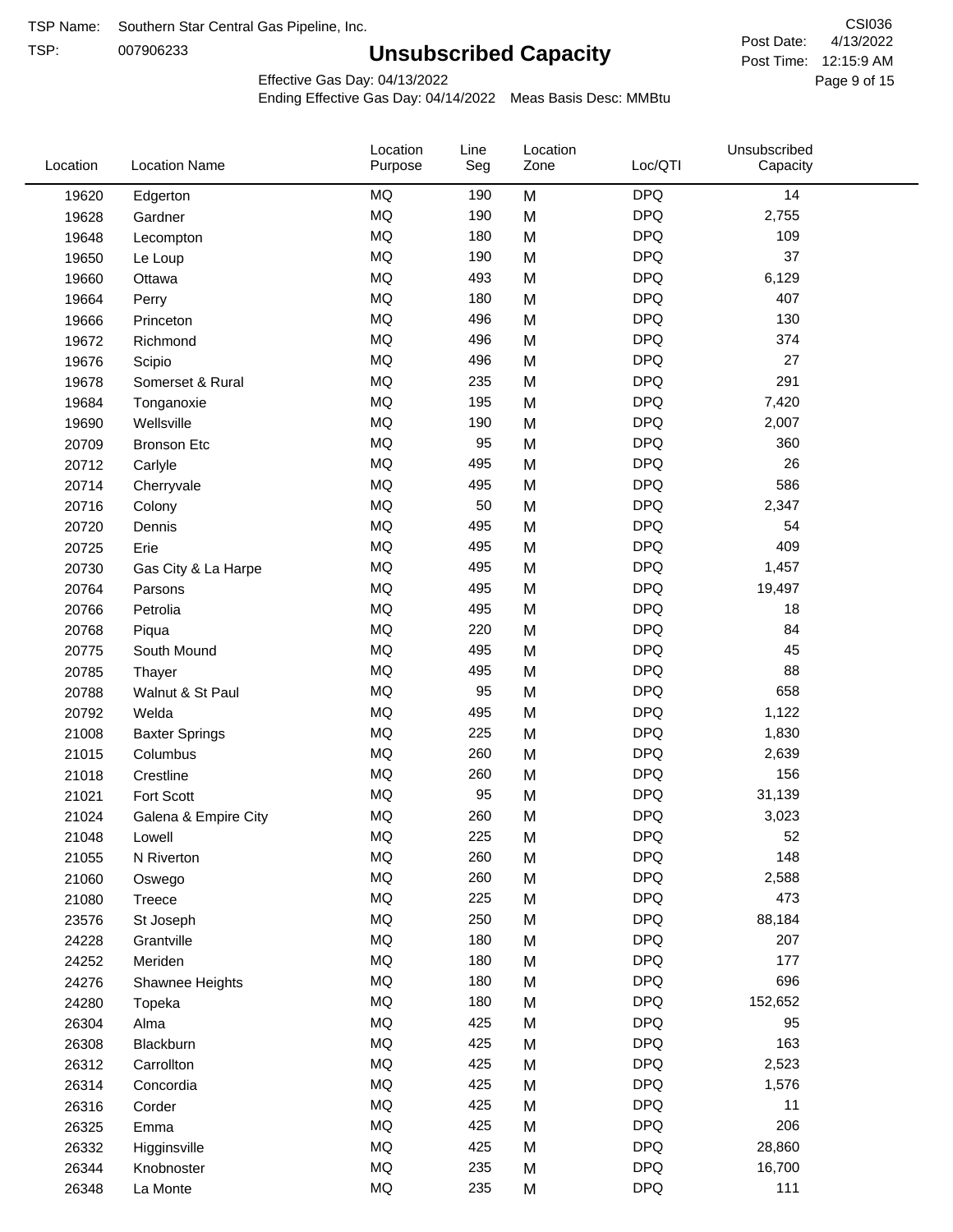TSP Name: Southern Star Central Gas Pipeline, Inc.
TSP: 007906233

# Unsubscribed Capacity

CSI036
Post Date: 4/13/2022
Post Time: 12:15:9 AM

Effective Gas Day: 04/13/2022
Ending Effective Gas Day: 04/14/2022 Meas Basis Desc: MMBtu

| Location | Location Name | Location Purpose | Line Seg | Location Zone | Loc/QTI | Unsubscribed Capacity |
|---|---|---|---|---|---|---|
| 19620 | Edgerton | MQ | 190 | M | DPQ | 14 |
| 19628 | Gardner | MQ | 190 | M | DPQ | 2,755 |
| 19648 | Lecompton | MQ | 180 | M | DPQ | 109 |
| 19650 | Le Loup | MQ | 190 | M | DPQ | 37 |
| 19660 | Ottawa | MQ | 493 | M | DPQ | 6,129 |
| 19664 | Perry | MQ | 180 | M | DPQ | 407 |
| 19666 | Princeton | MQ | 496 | M | DPQ | 130 |
| 19672 | Richmond | MQ | 496 | M | DPQ | 374 |
| 19676 | Scipio | MQ | 496 | M | DPQ | 27 |
| 19678 | Somerset & Rural | MQ | 235 | M | DPQ | 291 |
| 19684 | Tonganoxie | MQ | 195 | M | DPQ | 7,420 |
| 19690 | Wellsville | MQ | 190 | M | DPQ | 2,007 |
| 20709 | Bronson Etc | MQ | 95 | M | DPQ | 360 |
| 20712 | Carlyle | MQ | 495 | M | DPQ | 26 |
| 20714 | Cherryvale | MQ | 495 | M | DPQ | 586 |
| 20716 | Colony | MQ | 50 | M | DPQ | 2,347 |
| 20720 | Dennis | MQ | 495 | M | DPQ | 54 |
| 20725 | Erie | MQ | 495 | M | DPQ | 409 |
| 20730 | Gas City & La Harpe | MQ | 495 | M | DPQ | 1,457 |
| 20764 | Parsons | MQ | 495 | M | DPQ | 19,497 |
| 20766 | Petrolia | MQ | 495 | M | DPQ | 18 |
| 20768 | Piqua | MQ | 220 | M | DPQ | 84 |
| 20775 | South Mound | MQ | 495 | M | DPQ | 45 |
| 20785 | Thayer | MQ | 495 | M | DPQ | 88 |
| 20788 | Walnut & St Paul | MQ | 95 | M | DPQ | 658 |
| 20792 | Welda | MQ | 495 | M | DPQ | 1,122 |
| 21008 | Baxter Springs | MQ | 225 | M | DPQ | 1,830 |
| 21015 | Columbus | MQ | 260 | M | DPQ | 2,639 |
| 21018 | Crestline | MQ | 260 | M | DPQ | 156 |
| 21021 | Fort Scott | MQ | 95 | M | DPQ | 31,139 |
| 21024 | Galena & Empire City | MQ | 260 | M | DPQ | 3,023 |
| 21048 | Lowell | MQ | 225 | M | DPQ | 52 |
| 21055 | N Riverton | MQ | 260 | M | DPQ | 148 |
| 21060 | Oswego | MQ | 260 | M | DPQ | 2,588 |
| 21080 | Treece | MQ | 225 | M | DPQ | 473 |
| 23576 | St Joseph | MQ | 250 | M | DPQ | 88,184 |
| 24228 | Grantville | MQ | 180 | M | DPQ | 207 |
| 24252 | Meriden | MQ | 180 | M | DPQ | 177 |
| 24276 | Shawnee Heights | MQ | 180 | M | DPQ | 696 |
| 24280 | Topeka | MQ | 180 | M | DPQ | 152,652 |
| 26304 | Alma | MQ | 425 | M | DPQ | 95 |
| 26308 | Blackburn | MQ | 425 | M | DPQ | 163 |
| 26312 | Carrollton | MQ | 425 | M | DPQ | 2,523 |
| 26314 | Concordia | MQ | 425 | M | DPQ | 1,576 |
| 26316 | Corder | MQ | 425 | M | DPQ | 11 |
| 26325 | Emma | MQ | 425 | M | DPQ | 206 |
| 26332 | Higginsville | MQ | 425 | M | DPQ | 28,860 |
| 26344 | Knobnoster | MQ | 235 | M | DPQ | 16,700 |
| 26348 | La Monte | MQ | 235 | M | DPQ | 111 |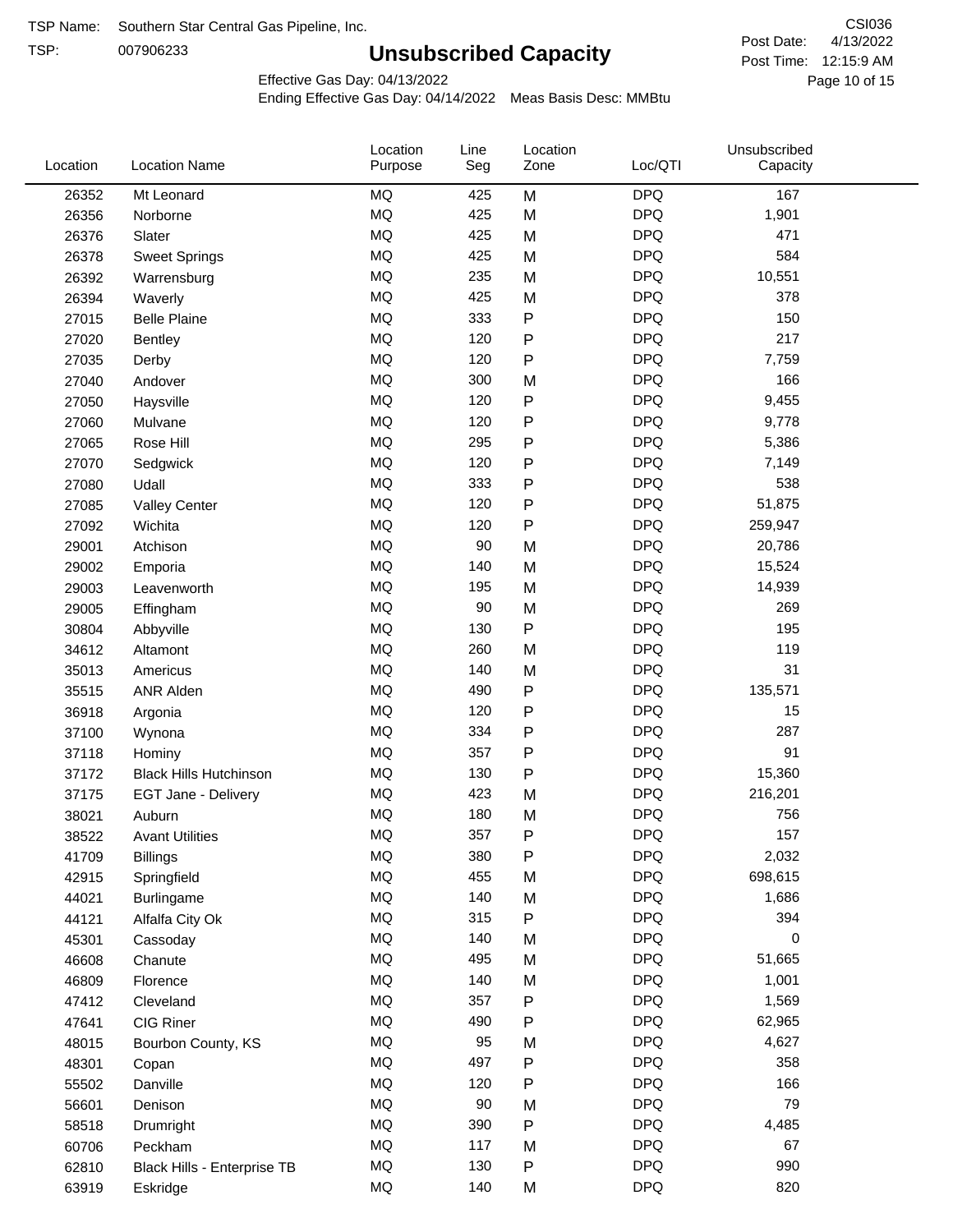TSP Name: Southern Star Central Gas Pipeline, Inc.

TSP: 007906233

# Unsubscribed Capacity

CSI036

Post Date: 4/13/2022

Post Time: 12:15:9 AM

Effective Gas Day: 04/13/2022

Ending Effective Gas Day: 04/14/2022 Meas Basis Desc: MMBtu

| Location | Location Name | Location Purpose | Line Seg | Location Zone | Loc/QTI | Unsubscribed Capacity |
|---|---|---|---|---|---|---|
| 26352 | Mt Leonard | MQ | 425 | M | DPQ | 167 |
| 26356 | Norborne | MQ | 425 | M | DPQ | 1,901 |
| 26376 | Slater | MQ | 425 | M | DPQ | 471 |
| 26378 | Sweet Springs | MQ | 425 | M | DPQ | 584 |
| 26392 | Warrensburg | MQ | 235 | M | DPQ | 10,551 |
| 26394 | Waverly | MQ | 425 | M | DPQ | 378 |
| 27015 | Belle Plaine | MQ | 333 | P | DPQ | 150 |
| 27020 | Bentley | MQ | 120 | P | DPQ | 217 |
| 27035 | Derby | MQ | 120 | P | DPQ | 7,759 |
| 27040 | Andover | MQ | 300 | M | DPQ | 166 |
| 27050 | Haysville | MQ | 120 | P | DPQ | 9,455 |
| 27060 | Mulvane | MQ | 120 | P | DPQ | 9,778 |
| 27065 | Rose Hill | MQ | 295 | P | DPQ | 5,386 |
| 27070 | Sedgwick | MQ | 120 | P | DPQ | 7,149 |
| 27080 | Udall | MQ | 333 | P | DPQ | 538 |
| 27085 | Valley Center | MQ | 120 | P | DPQ | 51,875 |
| 27092 | Wichita | MQ | 120 | P | DPQ | 259,947 |
| 29001 | Atchison | MQ | 90 | M | DPQ | 20,786 |
| 29002 | Emporia | MQ | 140 | M | DPQ | 15,524 |
| 29003 | Leavenworth | MQ | 195 | M | DPQ | 14,939 |
| 29005 | Effingham | MQ | 90 | M | DPQ | 269 |
| 30804 | Abbyville | MQ | 130 | P | DPQ | 195 |
| 34612 | Altamont | MQ | 260 | M | DPQ | 119 |
| 35013 | Americus | MQ | 140 | M | DPQ | 31 |
| 35515 | ANR Alden | MQ | 490 | P | DPQ | 135,571 |
| 36918 | Argonia | MQ | 120 | P | DPQ | 15 |
| 37100 | Wynona | MQ | 334 | P | DPQ | 287 |
| 37118 | Hominy | MQ | 357 | P | DPQ | 91 |
| 37172 | Black Hills Hutchinson | MQ | 130 | P | DPQ | 15,360 |
| 37175 | EGT Jane - Delivery | MQ | 423 | M | DPQ | 216,201 |
| 38021 | Auburn | MQ | 180 | M | DPQ | 756 |
| 38522 | Avant Utilities | MQ | 357 | P | DPQ | 157 |
| 41709 | Billings | MQ | 380 | P | DPQ | 2,032 |
| 42915 | Springfield | MQ | 455 | M | DPQ | 698,615 |
| 44021 | Burlingame | MQ | 140 | M | DPQ | 1,686 |
| 44121 | Alfalfa City Ok | MQ | 315 | P | DPQ | 394 |
| 45301 | Cassoday | MQ | 140 | M | DPQ | 0 |
| 46608 | Chanute | MQ | 495 | M | DPQ | 51,665 |
| 46809 | Florence | MQ | 140 | M | DPQ | 1,001 |
| 47412 | Cleveland | MQ | 357 | P | DPQ | 1,569 |
| 47641 | CIG Riner | MQ | 490 | P | DPQ | 62,965 |
| 48015 | Bourbon County, KS | MQ | 95 | M | DPQ | 4,627 |
| 48301 | Copan | MQ | 497 | P | DPQ | 358 |
| 55502 | Danville | MQ | 120 | P | DPQ | 166 |
| 56601 | Denison | MQ | 90 | M | DPQ | 79 |
| 58518 | Drumright | MQ | 390 | P | DPQ | 4,485 |
| 60706 | Peckham | MQ | 117 | M | DPQ | 67 |
| 62810 | Black Hills - Enterprise TB | MQ | 130 | P | DPQ | 990 |
| 63919 | Eskridge | MQ | 140 | M | DPQ | 820 |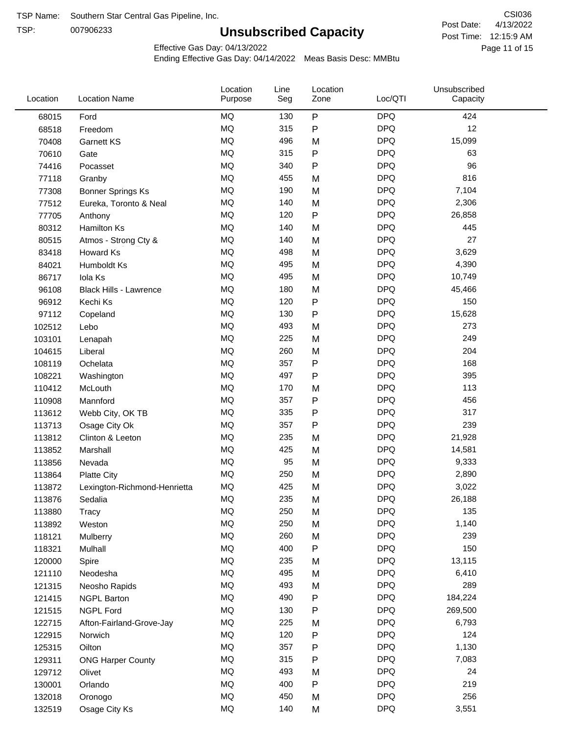TSP Name: Southern Star Central Gas Pipeline, Inc.

TSP: 007906233

# Unsubscribed Capacity

CSI036

Post Date: 4/13/2022

Post Time: 12:15:9 AM

Effective Gas Day: 04/13/2022

Ending Effective Gas Day: 04/14/2022 Meas Basis Desc: MMBtu

| Location | Location Name | Location Purpose | Line Seg | Location Zone | Loc/QTI | Unsubscribed Capacity |
|---|---|---|---|---|---|---|
| 68015 | Ford | MQ | 130 | P | DPQ | 424 |
| 68518 | Freedom | MQ | 315 | P | DPQ | 12 |
| 70408 | Garnett KS | MQ | 496 | M | DPQ | 15,099 |
| 70610 | Gate | MQ | 315 | P | DPQ | 63 |
| 74416 | Pocasset | MQ | 340 | P | DPQ | 96 |
| 77118 | Granby | MQ | 455 | M | DPQ | 816 |
| 77308 | Bonner Springs Ks | MQ | 190 | M | DPQ | 7,104 |
| 77512 | Eureka, Toronto & Neal | MQ | 140 | M | DPQ | 2,306 |
| 77705 | Anthony | MQ | 120 | P | DPQ | 26,858 |
| 80312 | Hamilton Ks | MQ | 140 | M | DPQ | 445 |
| 80515 | Atmos - Strong Cty & | MQ | 140 | M | DPQ | 27 |
| 83418 | Howard Ks | MQ | 498 | M | DPQ | 3,629 |
| 84021 | Humboldt Ks | MQ | 495 | M | DPQ | 4,390 |
| 86717 | Iola Ks | MQ | 495 | M | DPQ | 10,749 |
| 96108 | Black Hills - Lawrence | MQ | 180 | M | DPQ | 45,466 |
| 96912 | Kechi Ks | MQ | 120 | P | DPQ | 150 |
| 97112 | Copeland | MQ | 130 | P | DPQ | 15,628 |
| 102512 | Lebo | MQ | 493 | M | DPQ | 273 |
| 103101 | Lenapah | MQ | 225 | M | DPQ | 249 |
| 104615 | Liberal | MQ | 260 | M | DPQ | 204 |
| 108119 | Ochelata | MQ | 357 | P | DPQ | 168 |
| 108221 | Washington | MQ | 497 | P | DPQ | 395 |
| 110412 | McLouth | MQ | 170 | M | DPQ | 113 |
| 110908 | Mannford | MQ | 357 | P | DPQ | 456 |
| 113612 | Webb City, OK TB | MQ | 335 | P | DPQ | 317 |
| 113713 | Osage City Ok | MQ | 357 | P | DPQ | 239 |
| 113812 | Clinton & Leeton | MQ | 235 | M | DPQ | 21,928 |
| 113852 | Marshall | MQ | 425 | M | DPQ | 14,581 |
| 113856 | Nevada | MQ | 95 | M | DPQ | 9,333 |
| 113864 | Platte City | MQ | 250 | M | DPQ | 2,890 |
| 113872 | Lexington-Richmond-Henrietta | MQ | 425 | M | DPQ | 3,022 |
| 113876 | Sedalia | MQ | 235 | M | DPQ | 26,188 |
| 113880 | Tracy | MQ | 250 | M | DPQ | 135 |
| 113892 | Weston | MQ | 250 | M | DPQ | 1,140 |
| 118121 | Mulberry | MQ | 260 | M | DPQ | 239 |
| 118321 | Mulhall | MQ | 400 | P | DPQ | 150 |
| 120000 | Spire | MQ | 235 | M | DPQ | 13,115 |
| 121110 | Neodesha | MQ | 495 | M | DPQ | 6,410 |
| 121315 | Neosho Rapids | MQ | 493 | M | DPQ | 289 |
| 121415 | NGPL Barton | MQ | 490 | P | DPQ | 184,224 |
| 121515 | NGPL Ford | MQ | 130 | P | DPQ | 269,500 |
| 122715 | Afton-Fairland-Grove-Jay | MQ | 225 | M | DPQ | 6,793 |
| 122915 | Norwich | MQ | 120 | P | DPQ | 124 |
| 125315 | Oilton | MQ | 357 | P | DPQ | 1,130 |
| 129311 | ONG Harper County | MQ | 315 | P | DPQ | 7,083 |
| 129712 | Olivet | MQ | 493 | M | DPQ | 24 |
| 130001 | Orlando | MQ | 400 | P | DPQ | 219 |
| 132018 | Oronogo | MQ | 450 | M | DPQ | 256 |
| 132519 | Osage City Ks | MQ | 140 | M | DPQ | 3,551 |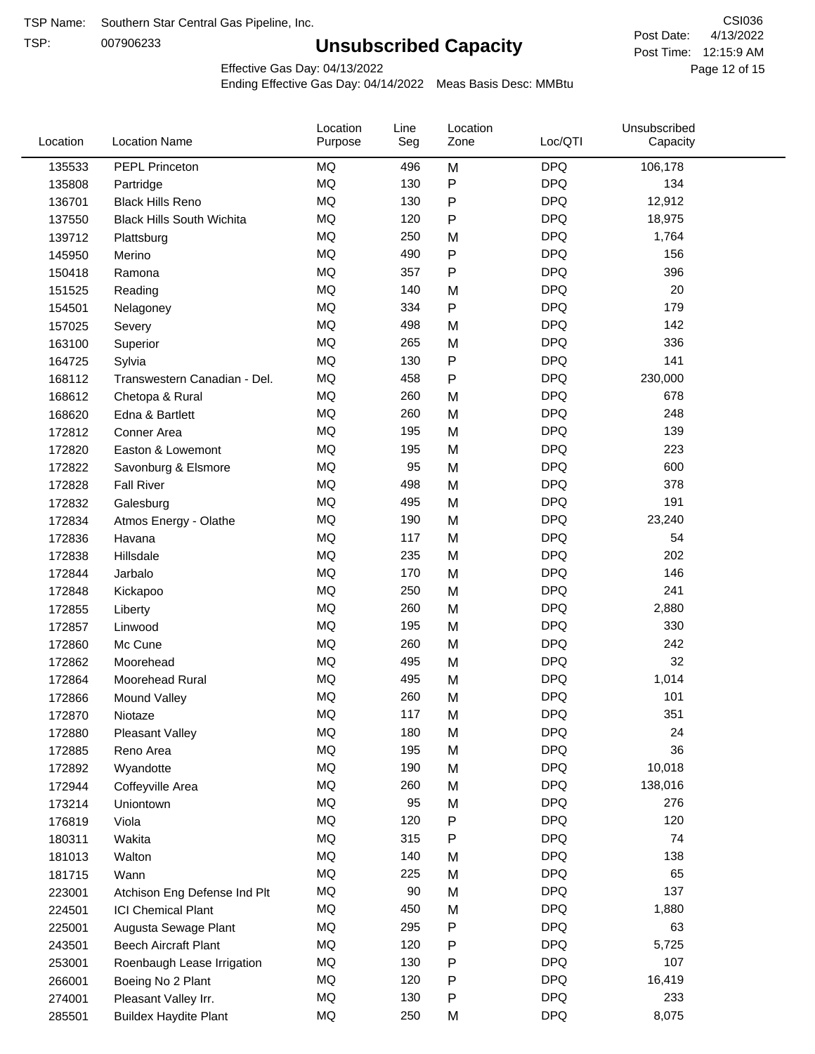TSP Name: Southern Star Central Gas Pipeline, Inc.

TSP: 007906233

# Unsubscribed Capacity

CSI036

Post Date: 4/13/2022

Post Time: 12:15:9 AM

Effective Gas Day: 04/13/2022

Ending Effective Gas Day: 04/14/2022 Meas Basis Desc: MMBtu

| Location | Location Name | Location Purpose | Line Seg | Location Zone | Loc/QTI | Unsubscribed Capacity |
|---|---|---|---|---|---|---|
| 135533 | PEPL Princeton | MQ | 496 | M | DPQ | 106,178 |
| 135808 | Partridge | MQ | 130 | P | DPQ | 134 |
| 136701 | Black Hills Reno | MQ | 130 | P | DPQ | 12,912 |
| 137550 | Black Hills South Wichita | MQ | 120 | P | DPQ | 18,975 |
| 139712 | Plattsburg | MQ | 250 | M | DPQ | 1,764 |
| 145950 | Merino | MQ | 490 | P | DPQ | 156 |
| 150418 | Ramona | MQ | 357 | P | DPQ | 396 |
| 151525 | Reading | MQ | 140 | M | DPQ | 20 |
| 154501 | Nelagoney | MQ | 334 | P | DPQ | 179 |
| 157025 | Severy | MQ | 498 | M | DPQ | 142 |
| 163100 | Superior | MQ | 265 | M | DPQ | 336 |
| 164725 | Sylvia | MQ | 130 | P | DPQ | 141 |
| 168112 | Transwestern Canadian - Del. | MQ | 458 | P | DPQ | 230,000 |
| 168612 | Chetopa & Rural | MQ | 260 | M | DPQ | 678 |
| 168620 | Edna & Bartlett | MQ | 260 | M | DPQ | 248 |
| 172812 | Conner Area | MQ | 195 | M | DPQ | 139 |
| 172820 | Easton & Lowemont | MQ | 195 | M | DPQ | 223 |
| 172822 | Savonburg & Elsmore | MQ | 95 | M | DPQ | 600 |
| 172828 | Fall River | MQ | 498 | M | DPQ | 378 |
| 172832 | Galesburg | MQ | 495 | M | DPQ | 191 |
| 172834 | Atmos Energy - Olathe | MQ | 190 | M | DPQ | 23,240 |
| 172836 | Havana | MQ | 117 | M | DPQ | 54 |
| 172838 | Hillsdale | MQ | 235 | M | DPQ | 202 |
| 172844 | Jarbalo | MQ | 170 | M | DPQ | 146 |
| 172848 | Kickapoo | MQ | 250 | M | DPQ | 241 |
| 172855 | Liberty | MQ | 260 | M | DPQ | 2,880 |
| 172857 | Linwood | MQ | 195 | M | DPQ | 330 |
| 172860 | Mc Cune | MQ | 260 | M | DPQ | 242 |
| 172862 | Moorehead | MQ | 495 | M | DPQ | 32 |
| 172864 | Moorehead Rural | MQ | 495 | M | DPQ | 1,014 |
| 172866 | Mound Valley | MQ | 260 | M | DPQ | 101 |
| 172870 | Niotaze | MQ | 117 | M | DPQ | 351 |
| 172880 | Pleasant Valley | MQ | 180 | M | DPQ | 24 |
| 172885 | Reno Area | MQ | 195 | M | DPQ | 36 |
| 172892 | Wyandotte | MQ | 190 | M | DPQ | 10,018 |
| 172944 | Coffeyville Area | MQ | 260 | M | DPQ | 138,016 |
| 173214 | Uniontown | MQ | 95 | M | DPQ | 276 |
| 176819 | Viola | MQ | 120 | P | DPQ | 120 |
| 180311 | Wakita | MQ | 315 | P | DPQ | 74 |
| 181013 | Walton | MQ | 140 | M | DPQ | 138 |
| 181715 | Wann | MQ | 225 | M | DPQ | 65 |
| 223001 | Atchison Eng Defense Ind Plt | MQ | 90 | M | DPQ | 137 |
| 224501 | ICI Chemical Plant | MQ | 450 | M | DPQ | 1,880 |
| 225001 | Augusta Sewage Plant | MQ | 295 | P | DPQ | 63 |
| 243501 | Beech Aircraft Plant | MQ | 120 | P | DPQ | 5,725 |
| 253001 | Roenbaugh Lease Irrigation | MQ | 130 | P | DPQ | 107 |
| 266001 | Boeing No 2 Plant | MQ | 120 | P | DPQ | 16,419 |
| 274001 | Pleasant Valley Irr. | MQ | 130 | P | DPQ | 233 |
| 285501 | Buildex Haydite Plant | MQ | 250 | M | DPQ | 8,075 |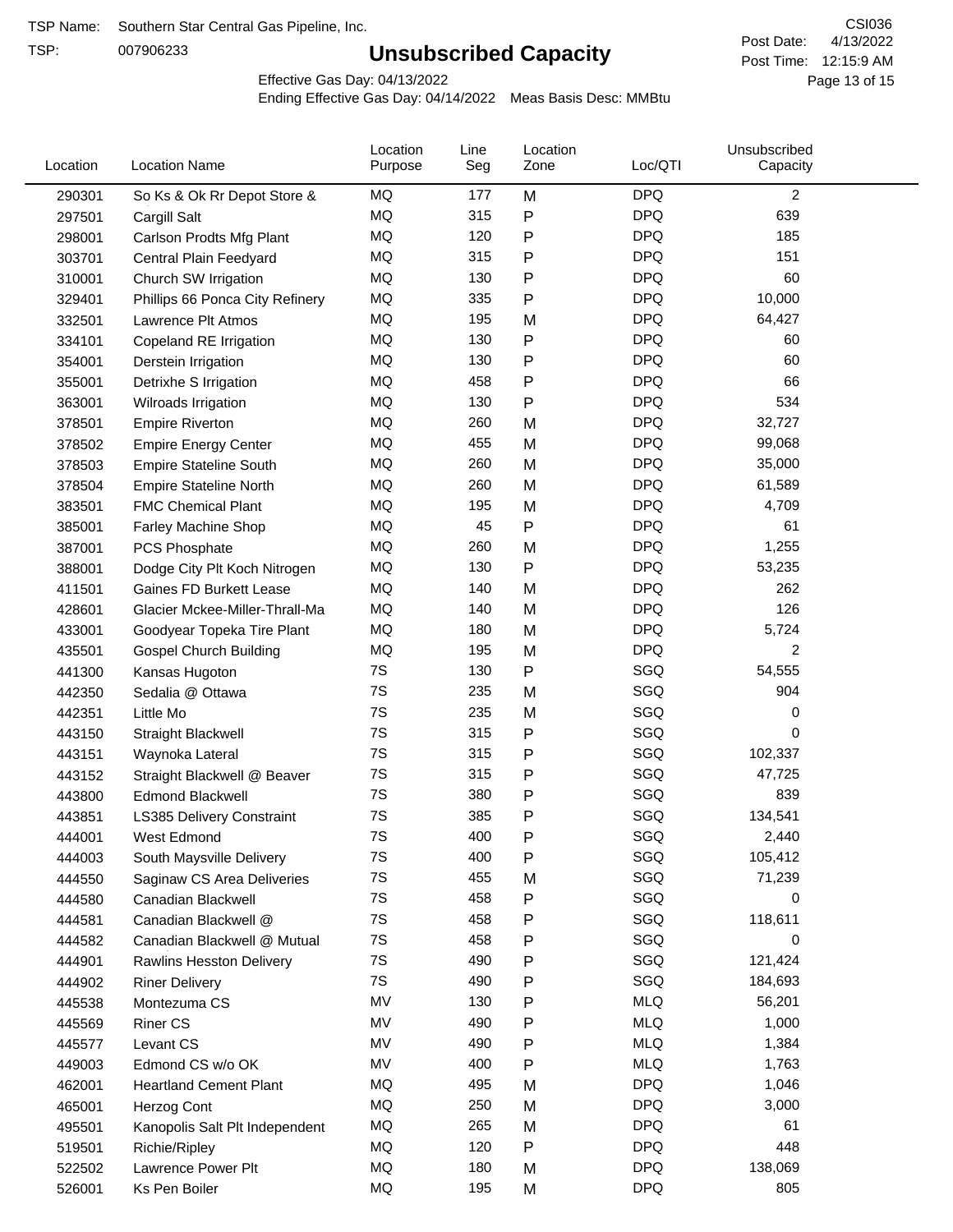TSP Name: Southern Star Central Gas Pipeline, Inc.
TSP: 007906233

CSI036
Post Date: 4/13/2022
Post Time: 12:15:9 AM

# Unsubscribed Capacity

Effective Gas Day: 04/13/2022
Ending Effective Gas Day: 04/14/2022 Meas Basis Desc: MMBtu

| Location | Location Name | Location Purpose | Line Seg | Location Zone | Loc/QTI | Unsubscribed Capacity |
|---|---|---|---|---|---|---|
| 290301 | So Ks & Ok Rr Depot Store & | MQ | 177 | M | DPQ | 2 |
| 297501 | Cargill Salt | MQ | 315 | P | DPQ | 639 |
| 298001 | Carlson Prodts Mfg Plant | MQ | 120 | P | DPQ | 185 |
| 303701 | Central Plain Feedyard | MQ | 315 | P | DPQ | 151 |
| 310001 | Church SW Irrigation | MQ | 130 | P | DPQ | 60 |
| 329401 | Phillips 66 Ponca City Refinery | MQ | 335 | P | DPQ | 10,000 |
| 332501 | Lawrence Plt Atmos | MQ | 195 | M | DPQ | 64,427 |
| 334101 | Copeland RE Irrigation | MQ | 130 | P | DPQ | 60 |
| 354001 | Derstein Irrigation | MQ | 130 | P | DPQ | 60 |
| 355001 | Detrixhe S Irrigation | MQ | 458 | P | DPQ | 66 |
| 363001 | Wilroads Irrigation | MQ | 130 | P | DPQ | 534 |
| 378501 | Empire Riverton | MQ | 260 | M | DPQ | 32,727 |
| 378502 | Empire Energy Center | MQ | 455 | M | DPQ | 99,068 |
| 378503 | Empire Stateline South | MQ | 260 | M | DPQ | 35,000 |
| 378504 | Empire Stateline North | MQ | 260 | M | DPQ | 61,589 |
| 383501 | FMC Chemical Plant | MQ | 195 | M | DPQ | 4,709 |
| 385001 | Farley Machine Shop | MQ | 45 | P | DPQ | 61 |
| 387001 | PCS Phosphate | MQ | 260 | M | DPQ | 1,255 |
| 388001 | Dodge City Plt Koch Nitrogen | MQ | 130 | P | DPQ | 53,235 |
| 411501 | Gaines FD Burkett Lease | MQ | 140 | M | DPQ | 262 |
| 428601 | Glacier Mckee-Miller-Thrall-Ma | MQ | 140 | M | DPQ | 126 |
| 433001 | Goodyear Topeka Tire Plant | MQ | 180 | M | DPQ | 5,724 |
| 435501 | Gospel Church Building | MQ | 195 | M | DPQ | 2 |
| 441300 | Kansas Hugoton | 7S | 130 | P | SGQ | 54,555 |
| 442350 | Sedalia @ Ottawa | 7S | 235 | M | SGQ | 904 |
| 442351 | Little Mo | 7S | 235 | M | SGQ | 0 |
| 443150 | Straight Blackwell | 7S | 315 | P | SGQ | 0 |
| 443151 | Waynoka Lateral | 7S | 315 | P | SGQ | 102,337 |
| 443152 | Straight Blackwell @ Beaver | 7S | 315 | P | SGQ | 47,725 |
| 443800 | Edmond Blackwell | 7S | 380 | P | SGQ | 839 |
| 443851 | LS385 Delivery Constraint | 7S | 385 | P | SGQ | 134,541 |
| 444001 | West Edmond | 7S | 400 | P | SGQ | 2,440 |
| 444003 | South Maysville Delivery | 7S | 400 | P | SGQ | 105,412 |
| 444550 | Saginaw CS Area Deliveries | 7S | 455 | M | SGQ | 71,239 |
| 444580 | Canadian Blackwell | 7S | 458 | P | SGQ | 0 |
| 444581 | Canadian Blackwell @ | 7S | 458 | P | SGQ | 118,611 |
| 444582 | Canadian Blackwell @ Mutual | 7S | 458 | P | SGQ | 0 |
| 444901 | Rawlins Hesston Delivery | 7S | 490 | P | SGQ | 121,424 |
| 444902 | Riner Delivery | 7S | 490 | P | SGQ | 184,693 |
| 445538 | Montezuma CS | MV | 130 | P | MLQ | 56,201 |
| 445569 | Riner CS | MV | 490 | P | MLQ | 1,000 |
| 445577 | Levant CS | MV | 490 | P | MLQ | 1,384 |
| 449003 | Edmond CS w/o OK | MV | 400 | P | MLQ | 1,763 |
| 462001 | Heartland Cement Plant | MQ | 495 | M | DPQ | 1,046 |
| 465001 | Herzog Cont | MQ | 250 | M | DPQ | 3,000 |
| 495501 | Kanopolis Salt Plt Independent | MQ | 265 | M | DPQ | 61 |
| 519501 | Richie/Ripley | MQ | 120 | P | DPQ | 448 |
| 522502 | Lawrence Power Plt | MQ | 180 | M | DPQ | 138,069 |
| 526001 | Ks Pen Boiler | MQ | 195 | M | DPQ | 805 |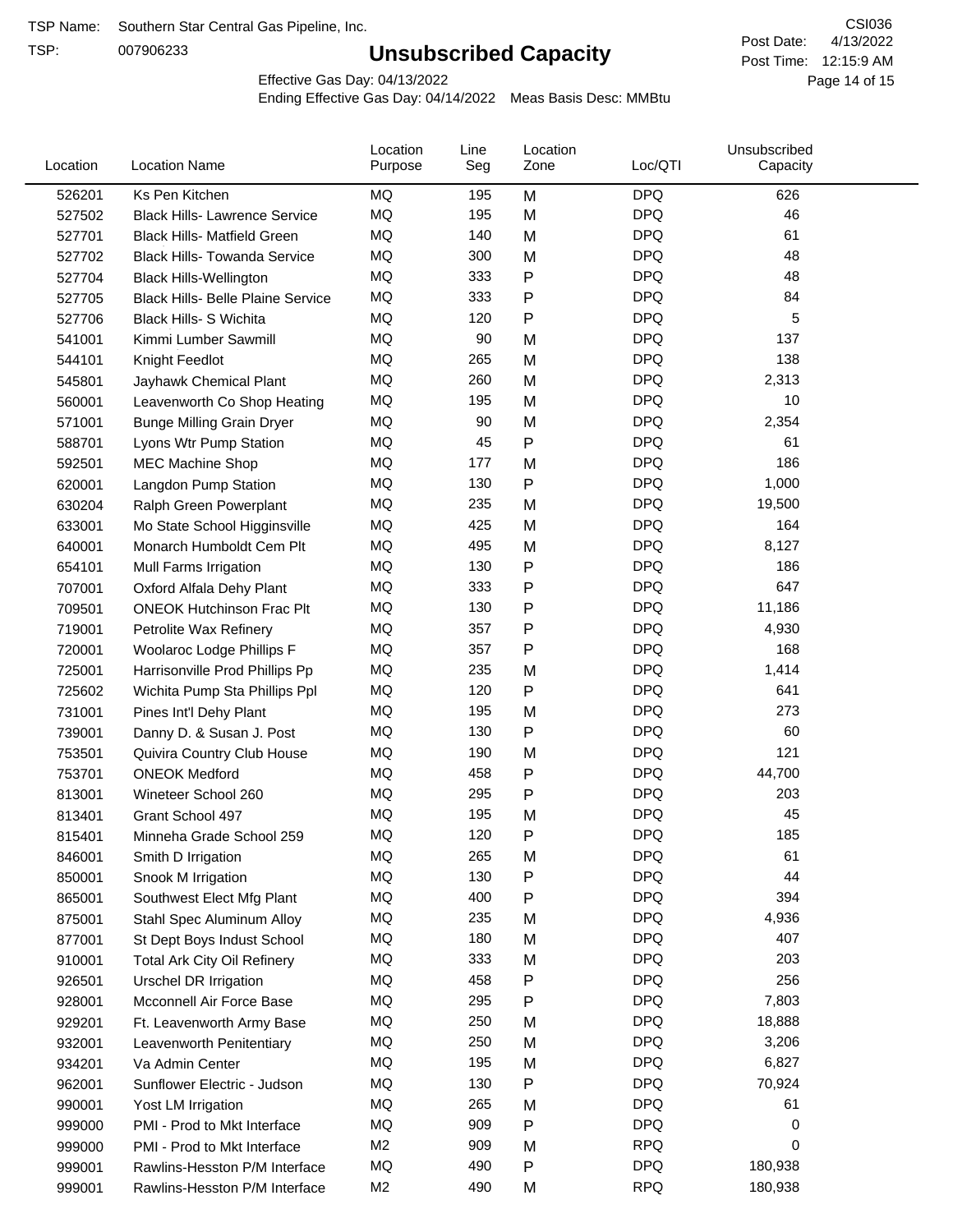TSP Name: Southern Star Central Gas Pipeline, Inc.

TSP: 007906233

# Unsubscribed Capacity

CSI036

Post Date: 4/13/2022

Post Time: 12:15:9 AM

Effective Gas Day: 04/13/2022

Ending Effective Gas Day: 04/14/2022 Meas Basis Desc: MMBtu

| Location | Location Name | Location Purpose | Line Seg | Location Zone | Loc/QTI | Unsubscribed Capacity |
|---|---|---|---|---|---|---|
| 526201 | Ks Pen Kitchen | MQ | 195 | M | DPQ | 626 |
| 527502 | Black Hills- Lawrence Service | MQ | 195 | M | DPQ | 46 |
| 527701 | Black Hills- Matfield Green | MQ | 140 | M | DPQ | 61 |
| 527702 | Black Hills- Towanda Service | MQ | 300 | M | DPQ | 48 |
| 527704 | Black Hills-Wellington | MQ | 333 | P | DPQ | 48 |
| 527705 | Black Hills- Belle Plaine Service | MQ | 333 | P | DPQ | 84 |
| 527706 | Black Hills- S Wichita | MQ | 120 | P | DPQ | 5 |
| 541001 | Kimmi Lumber Sawmill | MQ | 90 | M | DPQ | 137 |
| 544101 | Knight Feedlot | MQ | 265 | M | DPQ | 138 |
| 545801 | Jayhawk Chemical Plant | MQ | 260 | M | DPQ | 2,313 |
| 560001 | Leavenworth Co Shop Heating | MQ | 195 | M | DPQ | 10 |
| 571001 | Bunge Milling Grain Dryer | MQ | 90 | M | DPQ | 2,354 |
| 588701 | Lyons Wtr Pump Station | MQ | 45 | P | DPQ | 61 |
| 592501 | MEC Machine Shop | MQ | 177 | M | DPQ | 186 |
| 620001 | Langdon Pump Station | MQ | 130 | P | DPQ | 1,000 |
| 630204 | Ralph Green Powerplant | MQ | 235 | M | DPQ | 19,500 |
| 633001 | Mo State School Higginsville | MQ | 425 | M | DPQ | 164 |
| 640001 | Monarch Humboldt Cem Plt | MQ | 495 | M | DPQ | 8,127 |
| 654101 | Mull Farms Irrigation | MQ | 130 | P | DPQ | 186 |
| 707001 | Oxford Alfala Dehy Plant | MQ | 333 | P | DPQ | 647 |
| 709501 | ONEOK Hutchinson Frac Plt | MQ | 130 | P | DPQ | 11,186 |
| 719001 | Petrolite Wax Refinery | MQ | 357 | P | DPQ | 4,930 |
| 720001 | Woolaroc Lodge Phillips F | MQ | 357 | P | DPQ | 168 |
| 725001 | Harrisonville Prod Phillips Pp | MQ | 235 | M | DPQ | 1,414 |
| 725602 | Wichita Pump Sta Phillips Ppl | MQ | 120 | P | DPQ | 641 |
| 731001 | Pines Int'l Dehy Plant | MQ | 195 | M | DPQ | 273 |
| 739001 | Danny D. & Susan J. Post | MQ | 130 | P | DPQ | 60 |
| 753501 | Quivira Country Club House | MQ | 190 | M | DPQ | 121 |
| 753701 | ONEOK Medford | MQ | 458 | P | DPQ | 44,700 |
| 813001 | Wineteer School 260 | MQ | 295 | P | DPQ | 203 |
| 813401 | Grant School 497 | MQ | 195 | M | DPQ | 45 |
| 815401 | Minneha Grade School 259 | MQ | 120 | P | DPQ | 185 |
| 846001 | Smith D Irrigation | MQ | 265 | M | DPQ | 61 |
| 850001 | Snook M Irrigation | MQ | 130 | P | DPQ | 44 |
| 865001 | Southwest Elect Mfg Plant | MQ | 400 | P | DPQ | 394 |
| 875001 | Stahl Spec Aluminum Alloy | MQ | 235 | M | DPQ | 4,936 |
| 877001 | St Dept Boys Indust School | MQ | 180 | M | DPQ | 407 |
| 910001 | Total Ark City Oil Refinery | MQ | 333 | M | DPQ | 203 |
| 926501 | Urschel DR Irrigation | MQ | 458 | P | DPQ | 256 |
| 928001 | Mcconnell Air Force Base | MQ | 295 | P | DPQ | 7,803 |
| 929201 | Ft. Leavenworth Army Base | MQ | 250 | M | DPQ | 18,888 |
| 932001 | Leavenworth Penitentiary | MQ | 250 | M | DPQ | 3,206 |
| 934201 | Va Admin Center | MQ | 195 | M | DPQ | 6,827 |
| 962001 | Sunflower Electric - Judson | MQ | 130 | P | DPQ | 70,924 |
| 990001 | Yost LM Irrigation | MQ | 265 | M | DPQ | 61 |
| 999000 | PMI - Prod to Mkt Interface | MQ | 909 | P | DPQ | 0 |
| 999000 | PMI - Prod to Mkt Interface | M2 | 909 | M | RPQ | 0 |
| 999001 | Rawlins-Hesston P/M Interface | MQ | 490 | P | DPQ | 180,938 |
| 999001 | Rawlins-Hesston P/M Interface | M2 | 490 | M | RPQ | 180,938 |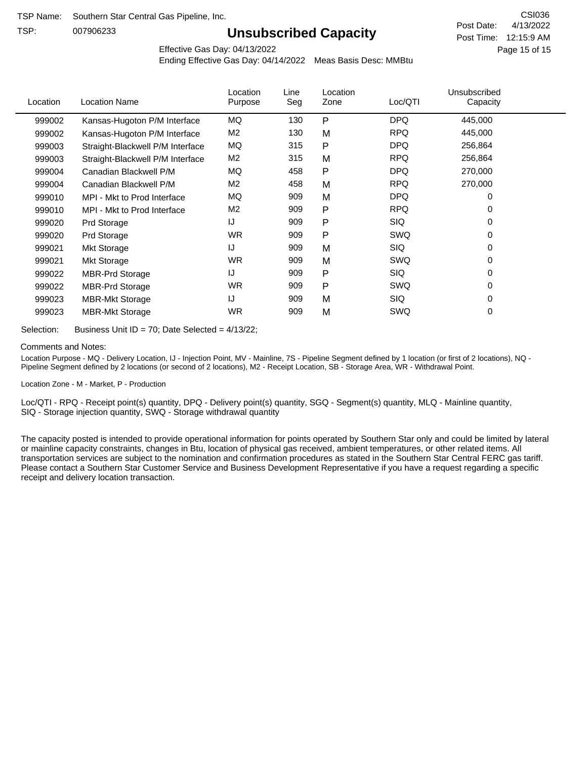TSP Name: Southern Star Central Gas Pipeline, Inc.

TSP: 007906233

# Unsubscribed Capacity

CSI036

Post Date: 4/13/2022

Post Time: 12:15:9 AM

Effective Gas Day: 04/13/2022

Ending Effective Gas Day: 04/14/2022 Meas Basis Desc: MMBtu

| Location | Location Name | Location Purpose | Line Seg | Location Zone | Loc/QTI | Unsubscribed Capacity |
|---|---|---|---|---|---|---|
| 999002 | Kansas-Hugoton P/M Interface | MQ | 130 | P | DPQ | 445,000 |
| 999002 | Kansas-Hugoton P/M Interface | M2 | 130 | M | RPQ | 445,000 |
| 999003 | Straight-Blackwell P/M Interface | MQ | 315 | P | DPQ | 256,864 |
| 999003 | Straight-Blackwell P/M Interface | M2 | 315 | M | RPQ | 256,864 |
| 999004 | Canadian Blackwell P/M | MQ | 458 | P | DPQ | 270,000 |
| 999004 | Canadian Blackwell P/M | M2 | 458 | M | RPQ | 270,000 |
| 999010 | MPI - Mkt to Prod Interface | MQ | 909 | M | DPQ | 0 |
| 999010 | MPI - Mkt to Prod Interface | M2 | 909 | P | RPQ | 0 |
| 999020 | Prd Storage | IJ | 909 | P | SIQ | 0 |
| 999020 | Prd Storage | WR | 909 | P | SWQ | 0 |
| 999021 | Mkt Storage | IJ | 909 | M | SIQ | 0 |
| 999021 | Mkt Storage | WR | 909 | M | SWQ | 0 |
| 999022 | MBR-Prd Storage | IJ | 909 | P | SIQ | 0 |
| 999022 | MBR-Prd Storage | WR | 909 | P | SWQ | 0 |
| 999023 | MBR-Mkt Storage | IJ | 909 | M | SIQ | 0 |
| 999023 | MBR-Mkt Storage | WR | 909 | M | SWQ | 0 |

Selection: Business Unit ID = 70; Date Selected = 4/13/22;

Comments and Notes:

Location Purpose - MQ - Delivery Location, IJ - Injection Point, MV - Mainline, 7S - Pipeline Segment defined by 1 location (or first of 2 locations), NQ - Pipeline Segment defined by 2 locations (or second of 2 locations), M2 - Receipt Location, SB - Storage Area, WR - Withdrawal Point.

Location Zone - M - Market, P - Production

Loc/QTI - RPQ - Receipt point(s) quantity, DPQ - Delivery point(s) quantity, SGQ - Segment(s) quantity, MLQ - Mainline quantity, SIQ - Storage injection quantity, SWQ - Storage withdrawal quantity

The capacity posted is intended to provide operational information for points operated by Southern Star only and could be limited by lateral or mainline capacity constraints, changes in Btu, location of physical gas received, ambient temperatures, or other related items. All transportation services are subject to the nomination and confirmation procedures as stated in the Southern Star Central FERC gas tariff. Please contact a Southern Star Customer Service and Business Development Representative if you have a request regarding a specific receipt and delivery location transaction.